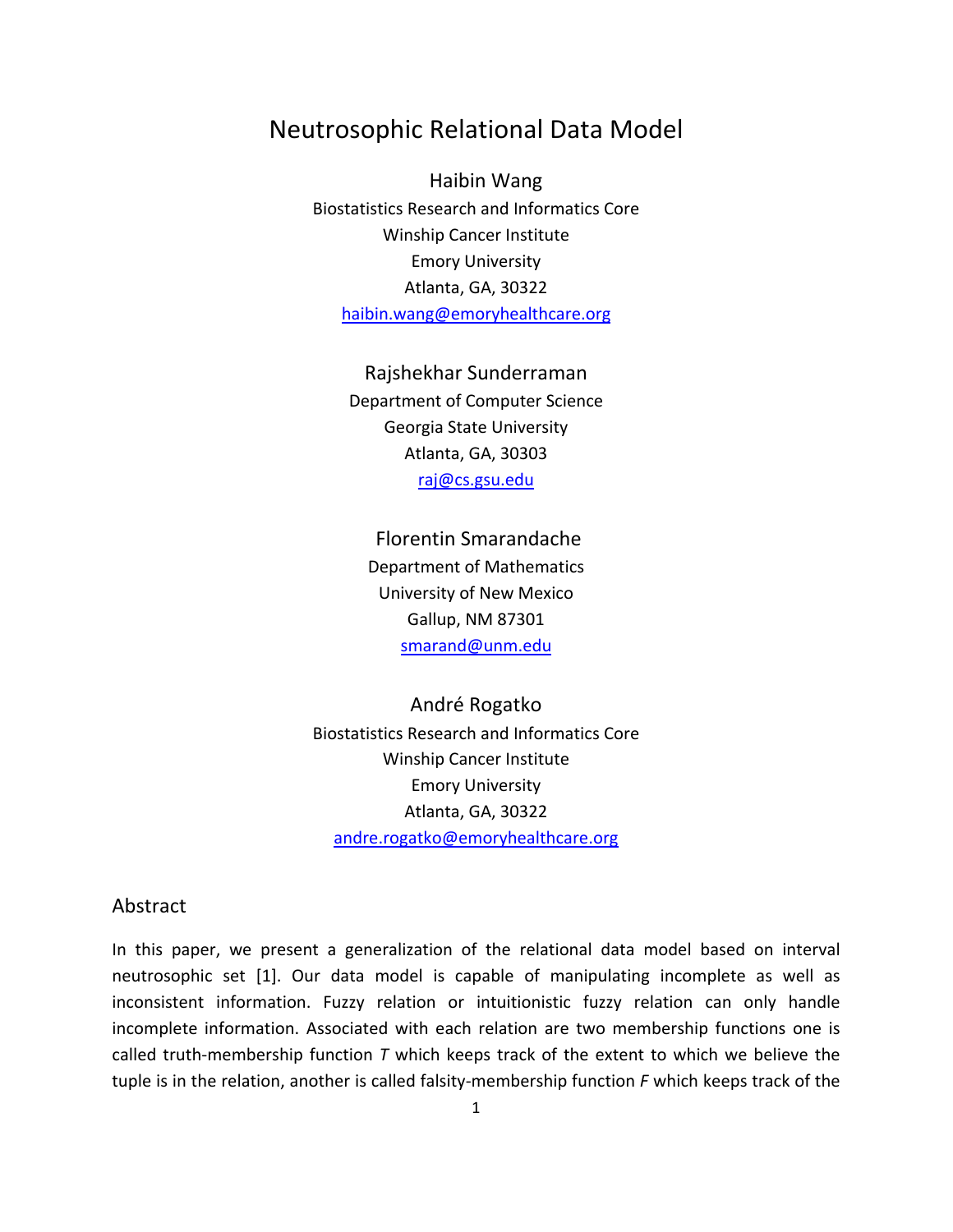# Neutrosophic Relational Data Model

Haibin Wang  
Biostatistics Research and Informatics Core  
Winship Cancer Institute  
Emory University  
Atlanta, GA, 30322  
haibin.wang@emoryhealthcare.org

Rajshekhar Sunderraman  
Department of Computer Science  
Georgia State University  
Atlanta, GA, 30303  
raj@cs.gsu.edu

Florentin Smarandache  
Department of Mathematics  
University of New Mexico  
Gallup, NM 87301  
smarand@unm.edu

André Rogatko  
Biostatistics Research and Informatics Core  
Winship Cancer Institute  
Emory University  
Atlanta, GA, 30322  
andre.rogatko@emoryhealthcare.org

## Abstract

In this paper, we present a generalization of the relational data model based on interval neutrosophic set [1]. Our data model is capable of manipulating incomplete as well as inconsistent information. Fuzzy relation or intuitionistic fuzzy relation can only handle incomplete information. Associated with each relation are two membership functions one is called truth-membership function *T* which keeps track of the extent to which we believe the tuple is in the relation, another is called falsity-membership function *F* which keeps track of the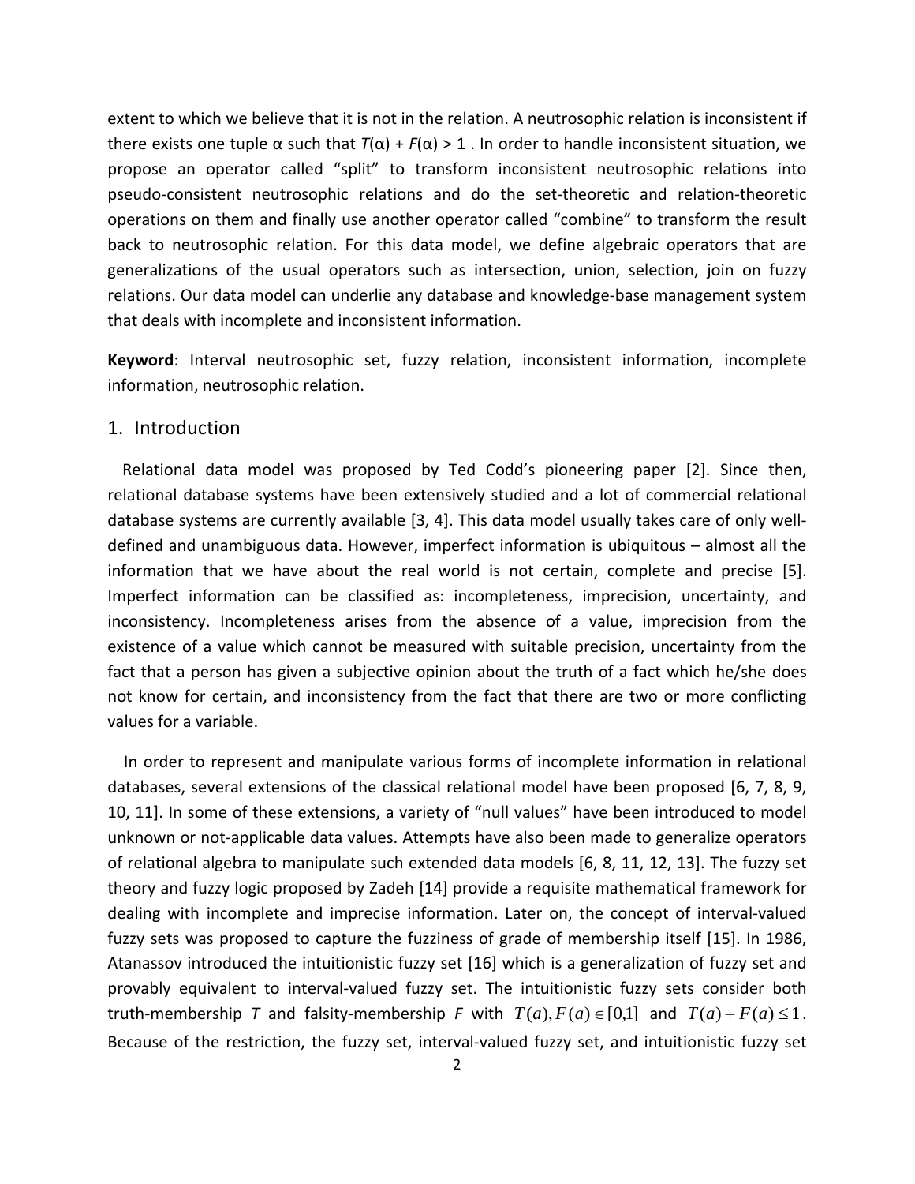extent to which we believe that it is not in the relation. A neutrosophic relation is inconsistent if there exists one tuple α such that $T(\alpha) + F(\alpha) > 1$ . In order to handle inconsistent situation, we propose an operator called "split" to transform inconsistent neutrosophic relations into pseudo-consistent neutrosophic relations and do the set-theoretic and relation-theoretic operations on them and finally use another operator called "combine" to transform the result back to neutrosophic relation. For this data model, we define algebraic operators that are generalizations of the usual operators such as intersection, union, selection, join on fuzzy relations. Our data model can underlie any database and knowledge-base management system that deals with incomplete and inconsistent information.

**Keyword**: Interval neutrosophic set, fuzzy relation, inconsistent information, incomplete information, neutrosophic relation.

## 1. Introduction

Relational data model was proposed by Ted Codd's pioneering paper [2]. Since then, relational database systems have been extensively studied and a lot of commercial relational database systems are currently available [3, 4]. This data model usually takes care of only well-defined and unambiguous data. However, imperfect information is ubiquitous – almost all the information that we have about the real world is not certain, complete and precise [5]. Imperfect information can be classified as: incompleteness, imprecision, uncertainty, and inconsistency. Incompleteness arises from the absence of a value, imprecision from the existence of a value which cannot be measured with suitable precision, uncertainty from the fact that a person has given a subjective opinion about the truth of a fact which he/she does not know for certain, and inconsistency from the fact that there are two or more conflicting values for a variable.

In order to represent and manipulate various forms of incomplete information in relational databases, several extensions of the classical relational model have been proposed [6, 7, 8, 9, 10, 11]. In some of these extensions, a variety of "null values" have been introduced to model unknown or not-applicable data values. Attempts have also been made to generalize operators of relational algebra to manipulate such extended data models [6, 8, 11, 12, 13]. The fuzzy set theory and fuzzy logic proposed by Zadeh [14] provide a requisite mathematical framework for dealing with incomplete and imprecise information. Later on, the concept of interval-valued fuzzy sets was proposed to capture the fuzziness of grade of membership itself [15]. In 1986, Atanassov introduced the intuitionistic fuzzy set [16] which is a generalization of fuzzy set and provably equivalent to interval-valued fuzzy set. The intuitionistic fuzzy sets consider both truth-membership *T* and falsity-membership *F* with $T(a), F(a) \in [0,1]$ and $T(a) + F(a) \leq 1$. Because of the restriction, the fuzzy set, interval-valued fuzzy set, and intuitionistic fuzzy set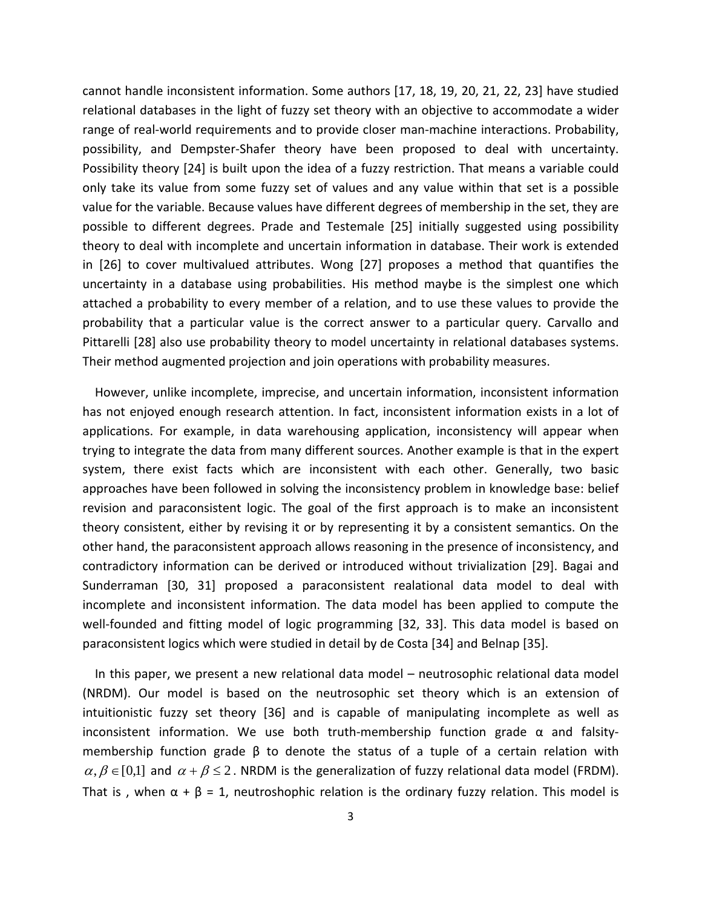cannot handle inconsistent information. Some authors [17, 18, 19, 20, 21, 22, 23] have studied relational databases in the light of fuzzy set theory with an objective to accommodate a wider range of real-world requirements and to provide closer man-machine interactions. Probability, possibility, and Dempster-Shafer theory have been proposed to deal with uncertainty. Possibility theory [24] is built upon the idea of a fuzzy restriction. That means a variable could only take its value from some fuzzy set of values and any value within that set is a possible value for the variable. Because values have different degrees of membership in the set, they are possible to different degrees. Prade and Testemale [25] initially suggested using possibility theory to deal with incomplete and uncertain information in database. Their work is extended in [26] to cover multivalued attributes. Wong [27] proposes a method that quantifies the uncertainty in a database using probabilities. His method maybe is the simplest one which attached a probability to every member of a relation, and to use these values to provide the probability that a particular value is the correct answer to a particular query. Carvallo and Pittarelli [28] also use probability theory to model uncertainty in relational databases systems. Their method augmented projection and join operations with probability measures.

However, unlike incomplete, imprecise, and uncertain information, inconsistent information has not enjoyed enough research attention. In fact, inconsistent information exists in a lot of applications. For example, in data warehousing application, inconsistency will appear when trying to integrate the data from many different sources. Another example is that in the expert system, there exist facts which are inconsistent with each other. Generally, two basic approaches have been followed in solving the inconsistency problem in knowledge base: belief revision and paraconsistent logic. The goal of the first approach is to make an inconsistent theory consistent, either by revising it or by representing it by a consistent semantics. On the other hand, the paraconsistent approach allows reasoning in the presence of inconsistency, and contradictory information can be derived or introduced without trivialization [29]. Bagai and Sunderraman [30, 31] proposed a paraconsistent realational data model to deal with incomplete and inconsistent information. The data model has been applied to compute the well-founded and fitting model of logic programming [32, 33]. This data model is based on paraconsistent logics which were studied in detail by de Costa [34] and Belnap [35].

In this paper, we present a new relational data model – neutrosophic relational data model (NRDM). Our model is based on the neutrosophic set theory which is an extension of intuitionistic fuzzy set theory [36] and is capable of manipulating incomplete as well as inconsistent information. We use both truth-membership function grade $\alpha$ and falsity-membership function grade $\beta$ to denote the status of a tuple of a certain relation with $\alpha, \beta \in [0,1]$ and $\alpha + \beta \leq 2$. NRDM is the generalization of fuzzy relational data model (FRDM). That is , when $\alpha + \beta = 1$, neutroshophic relation is the ordinary fuzzy relation. This model is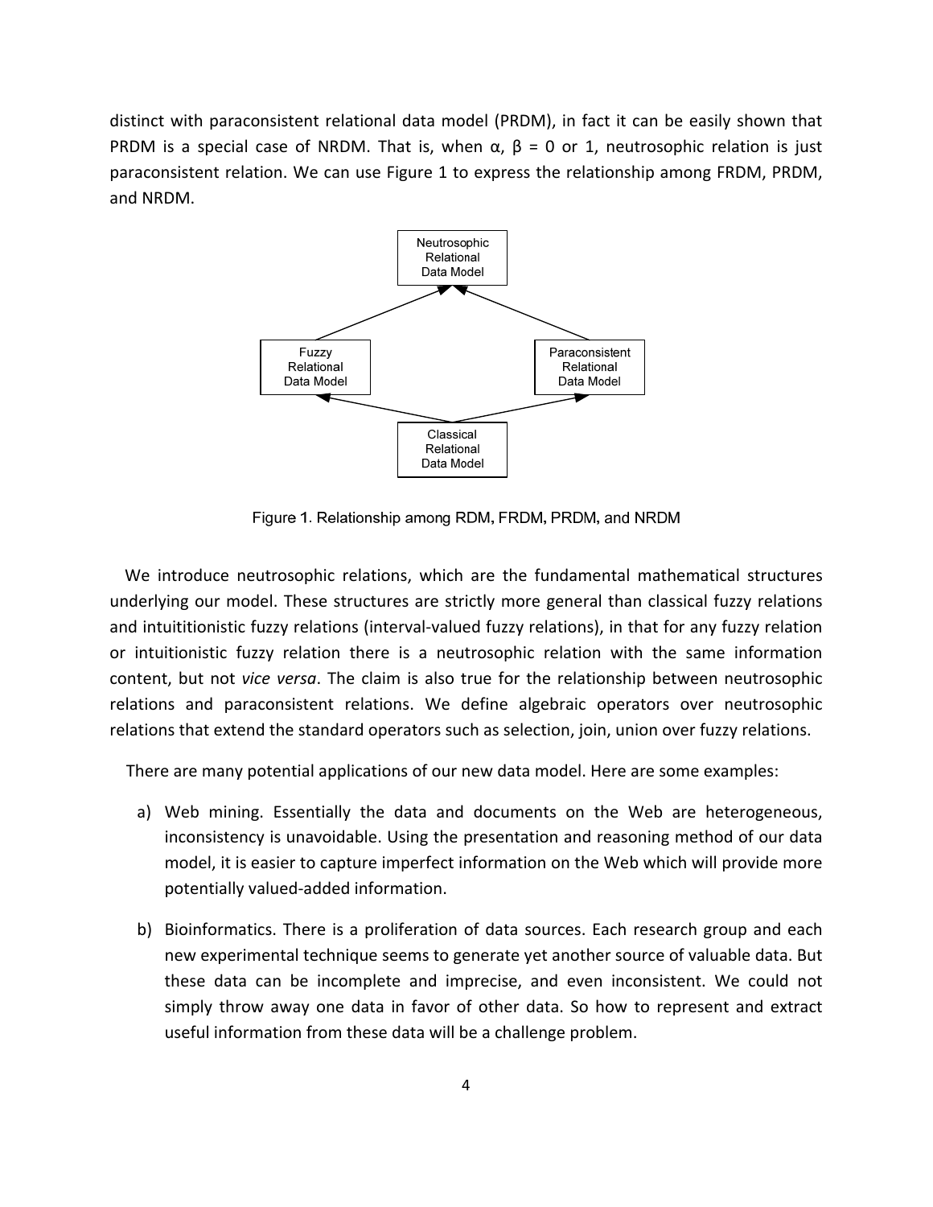distinct with paraconsistent relational data model (PRDM), in fact it can be easily shown that PRDM is a special case of NRDM. That is, when $\alpha$, $\beta$ = 0 or 1, neutrosophic relation is just paraconsistent relation. We can use Figure 1 to express the relationship among FRDM, PRDM, and NRDM.

Figure 1. Relationship among RDM, FRDM, PRDM, and NRDM

We introduce neutrosophic relations, which are the fundamental mathematical structures underlying our model. These structures are strictly more general than classical fuzzy relations and intuititionistic fuzzy relations (interval-valued fuzzy relations), in that for any fuzzy relation or intuitionistic fuzzy relation there is a neutrosophic relation with the same information content, but not *vice versa*. The claim is also true for the relationship between neutrosophic relations and paraconsistent relations. We define algebraic operators over neutrosophic relations that extend the standard operators such as selection, join, union over fuzzy relations.

There are many potential applications of our new data model. Here are some examples:

a) Web mining. Essentially the data and documents on the Web are heterogeneous, inconsistency is unavoidable. Using the presentation and reasoning method of our data model, it is easier to capture imperfect information on the Web which will provide more potentially valued-added information.

b) Bioinformatics. There is a proliferation of data sources. Each research group and each new experimental technique seems to generate yet another source of valuable data. But these data can be incomplete and imprecise, and even inconsistent. We could not simply throw away one data in favor of other data. So how to represent and extract useful information from these data will be a challenge problem.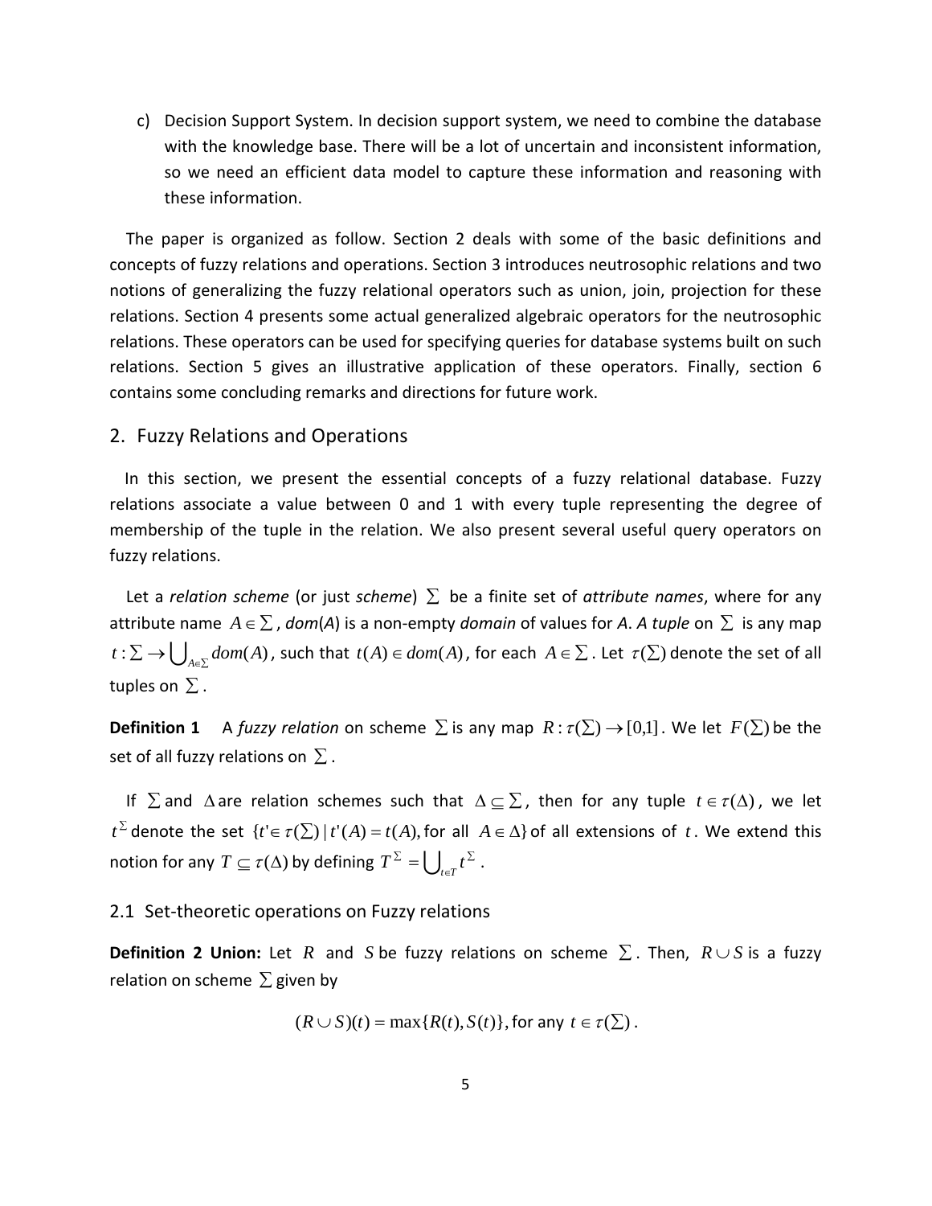c) Decision Support System. In decision support system, we need to combine the database with the knowledge base. There will be a lot of uncertain and inconsistent information, so we need an efficient data model to capture these information and reasoning with these information.

The paper is organized as follow. Section 2 deals with some of the basic definitions and concepts of fuzzy relations and operations. Section 3 introduces neutrosophic relations and two notions of generalizing the fuzzy relational operators such as union, join, projection for these relations. Section 4 presents some actual generalized algebraic operators for the neutrosophic relations. These operators can be used for specifying queries for database systems built on such relations. Section 5 gives an illustrative application of these operators. Finally, section 6 contains some concluding remarks and directions for future work.

## 2. Fuzzy Relations and Operations

In this section, we present the essential concepts of a fuzzy relational database. Fuzzy relations associate a value between 0 and 1 with every tuple representing the degree of membership of the tuple in the relation. We also present several useful query operators on fuzzy relations.

Let a *relation scheme* (or just *scheme*) $\Sigma$ be a finite set of *attribute names*, where for any attribute name $A \in \Sigma$, *dom*(*A*) is a non-empty *domain* of values for *A*. *A tuple* on $\Sigma$ is any map $t : \Sigma \rightarrow \bigcup_{A \in \Sigma} dom(A)$, such that $t(A) \in dom(A)$, for each $A \in \Sigma$. Let $\tau(\Sigma)$ denote the set of all tuples on $\Sigma$.

**Definition 1** A *fuzzy relation* on scheme $\Sigma$ is any map $R : \tau(\Sigma) \rightarrow [0,1]$. We let $F(\Sigma)$ be the set of all fuzzy relations on $\Sigma$.

If $\Sigma$ and $\Delta$ are relation schemes such that $\Delta \subseteq \Sigma$, then for any tuple $t \in \tau(\Delta)$, we let $t^{\Sigma}$ denote the set $\{t' \in \tau(\Sigma) \mid t'(A) = t(A), \text{for all } A \in \Delta\}$ of all extensions of $t$. We extend this notion for any $T \subseteq \tau(\Delta)$ by defining $T^{\Sigma} = \bigcup_{t \in T} t^{\Sigma}$.

### 2.1 Set-theoretic operations on Fuzzy relations

**Definition 2 Union:** Let $R$ and $S$ be fuzzy relations on scheme $\Sigma$. Then, $R \cup S$ is a fuzzy relation on scheme $\Sigma$ given by

$$(R \cup S)(t) = \max\{R(t), S(t)\}, \text{for any } t \in \tau(\Sigma).$$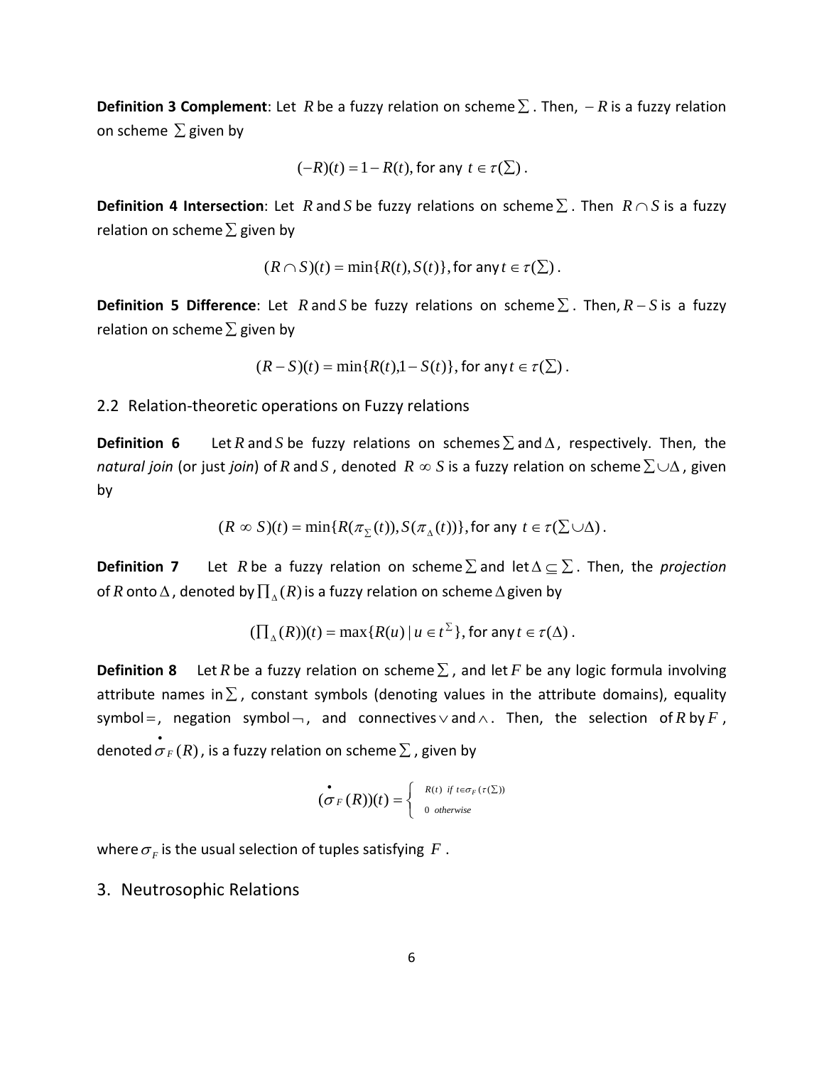**Definition 3 Complement**: Let $R$ be a fuzzy relation on scheme $\Sigma$. Then, $-R$ is a fuzzy relation on scheme $\Sigma$ given by

$$(-R)(t) = 1 - R(t), \text{ for any } t \in \tau(\Sigma).$$

**Definition 4 Intersection**: Let $R$ and $S$ be fuzzy relations on scheme $\Sigma$. Then $R \cap S$ is a fuzzy relation on scheme $\Sigma$ given by

$$(R \cap S)(t) = \min\{R(t), S(t)\}, \text{ for any } t \in \tau(\Sigma).$$

**Definition 5 Difference**: Let $R$ and $S$ be fuzzy relations on scheme $\Sigma$. Then, $R - S$ is a fuzzy relation on scheme $\Sigma$ given by

$$(R - S)(t) = \min\{R(t), 1 - S(t)\}, \text{ for any } t \in \tau(\Sigma).$$

## 2.2 Relation-theoretic operations on Fuzzy relations

**Definition 6** Let $R$ and $S$ be fuzzy relations on schemes $\Sigma$ and $\Delta$, respectively. Then, the *natural join* (or just *join*) of $R$ and $S$, denoted $R \infty S$ is a fuzzy relation on scheme $\Sigma \cup \Delta$, given by

$$(R \infty S)(t) = \min\{R(\pi_{\Sigma}(t)), S(\pi_{\Delta}(t))\}, \text{ for any } t \in \tau(\Sigma \cup \Delta).$$

**Definition 7** Let $R$ be a fuzzy relation on scheme $\Sigma$ and let $\Delta \subseteq \Sigma$. Then, the *projection* of $R$ onto $\Delta$, denoted by $\prod_{\Delta}(R)$ is a fuzzy relation on scheme $\Delta$ given by

$$(\prod_{\Delta}(R))(t) = \max\{R(u) \mid u \in t^{\Sigma}\}, \text{ for any } t \in \tau(\Delta).$$

**Definition 8** Let $R$ be a fuzzy relation on scheme $\Sigma$, and let $F$ be any logic formula involving attribute names in $\Sigma$, constant symbols (denoting values in the attribute domains), equality symbol $=$, negation symbol $\neg$, and connectives $\vee$ and $\wedge$. Then, the selection of $R$ by $F$, denoted $\dot{\sigma}_F(R)$, is a fuzzy relation on scheme $\Sigma$, given by

$$(\dot{\sigma}_F(R))(t) = \begin{cases} R(t) & \text{if } t \in \sigma_F(\tau(\Sigma)) \\ 0 & \text{otherwise} \end{cases}$$

where $\sigma_F$ is the usual selection of tuples satisfying $F$.

# 3. Neutrosophic Relations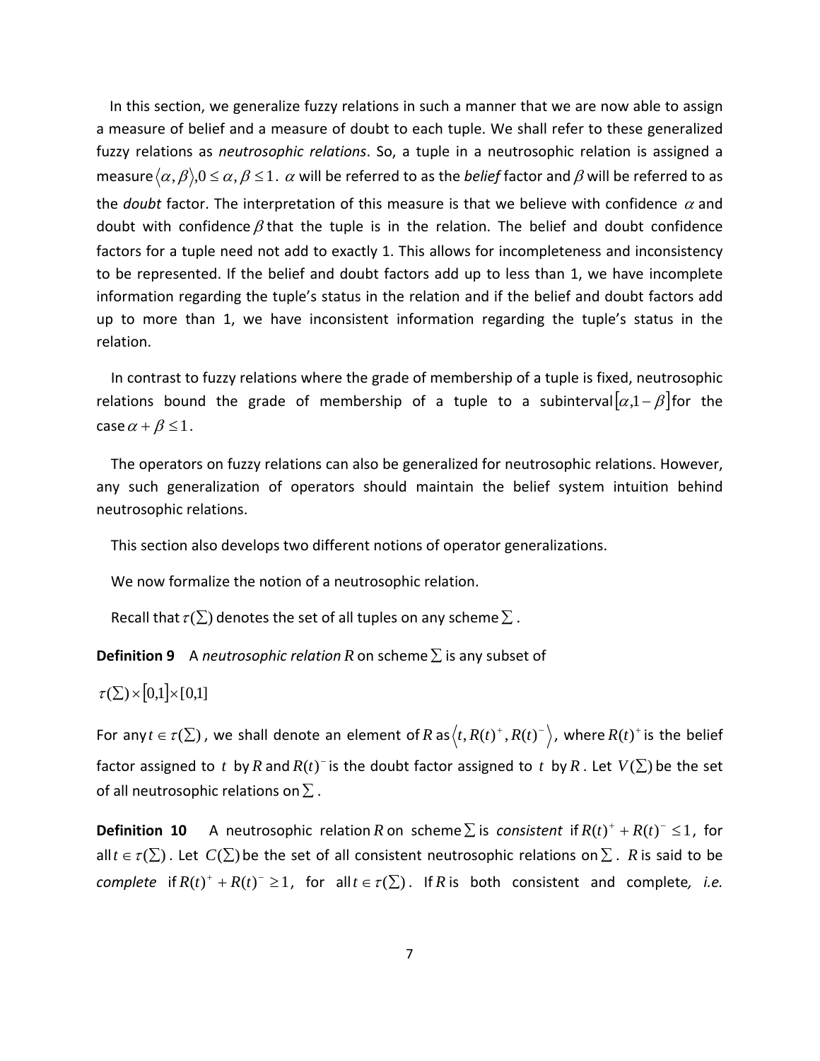In this section, we generalize fuzzy relations in such a manner that we are now able to assign a measure of belief and a measure of doubt to each tuple. We shall refer to these generalized fuzzy relations as *neutrosophic relations*. So, a tuple in a neutrosophic relation is assigned a measure $\langle \alpha, \beta \rangle, 0 \le \alpha, \beta \le 1$. $\alpha$ will be referred to as the *belief* factor and $\beta$ will be referred to as the *doubt* factor. The interpretation of this measure is that we believe with confidence $\alpha$ and doubt with confidence $\beta$ that the tuple is in the relation. The belief and doubt confidence factors for a tuple need not add to exactly 1. This allows for incompleteness and inconsistency to be represented. If the belief and doubt factors add up to less than 1, we have incomplete information regarding the tuple's status in the relation and if the belief and doubt factors add up to more than 1, we have inconsistent information regarding the tuple's status in the relation.

In contrast to fuzzy relations where the grade of membership of a tuple is fixed, neutrosophic relations bound the grade of membership of a tuple to a subinterval $[\alpha, 1-\beta]$ for the case $\alpha + \beta \le 1$.

The operators on fuzzy relations can also be generalized for neutrosophic relations. However, any such generalization of operators should maintain the belief system intuition behind neutrosophic relations.

This section also develops two different notions of operator generalizations.

We now formalize the notion of a neutrosophic relation.

Recall that $\tau(\Sigma)$ denotes the set of all tuples on any scheme $\Sigma$.

**Definition 9** A *neutrosophic relation* $R$ on scheme $\Sigma$ is any subset of

$\tau(\Sigma) \times [0,1] \times [0,1]$

For any $t \in \tau(\Sigma)$, we shall denote an element of $R$ as $\langle t, R(t)^+, R(t)^- \rangle$, where $R(t)^+$ is the belief factor assigned to $t$ by $R$ and $R(t)^-$ is the doubt factor assigned to $t$ by $R$. Let $V(\Sigma)$ be the set of all neutrosophic relations on $\Sigma$.

**Definition 10** A neutrosophic relation $R$ on scheme $\Sigma$ is *consistent* if $R(t)^+ + R(t)^- \le 1$, for all $t \in \tau(\Sigma)$. Let $C(\Sigma)$ be the set of all consistent neutrosophic relations on $\Sigma$. $R$ is said to be *complete* if $R(t)^+ + R(t)^- \ge 1$, for all $t \in \tau(\Sigma)$. If $R$ is both consistent and complete, *i.e.*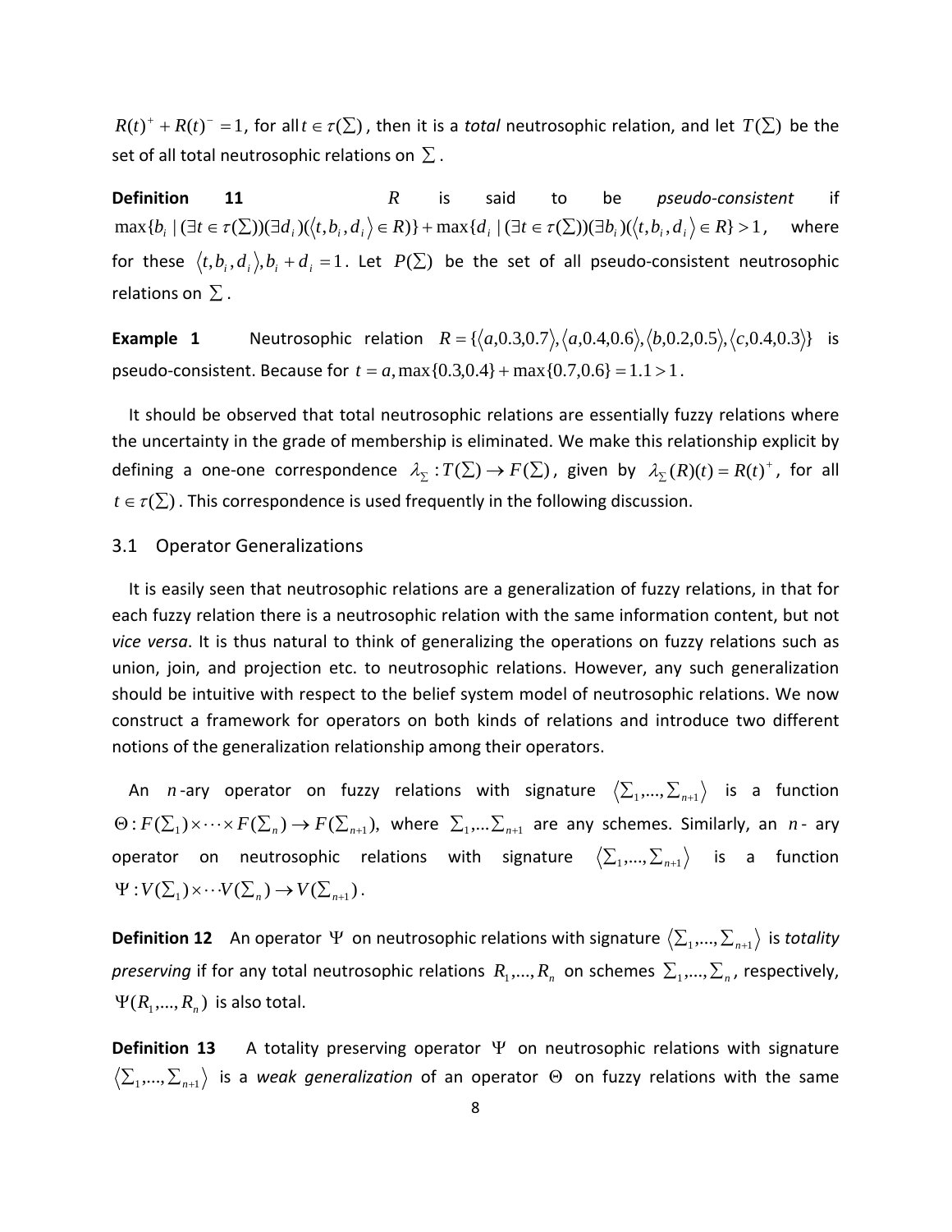$R(t)^{+} + R(t)^{-} = 1$, for all $t \in \tau(\Sigma)$, then it is a *total* neutrosophic relation, and let $T(\Sigma)$ be the set of all total neutrosophic relations on $\Sigma$.

**Definition 11** $R$ is said to be *pseudo-consistent* if $\max\{b_i \mid (\exists t \in \tau(\Sigma))(\exists d_i)(\langle t, b_i, d_i \rangle \in R)\} + \max\{d_i \mid (\exists t \in \tau(\Sigma))(\exists b_i)(\langle t, b_i, d_i \rangle \in R\} > 1$, where for these $\langle t, b_i, d_i \rangle, b_i + d_i = 1$. Let $P(\Sigma)$ be the set of all pseudo-consistent neutrosophic relations on $\Sigma$.

**Example 1** Neutrosophic relation $R = \{\langle a, 0.3, 0.7 \rangle, \langle a, 0.4, 0.6 \rangle, \langle b, 0.2, 0.5 \rangle, \langle c, 0.4, 0.3 \rangle\}$ is pseudo-consistent. Because for $t = a, \max\{0.3, 0.4\} + \max\{0.7, 0.6\} = 1.1 > 1$.

It should be observed that total neutrosophic relations are essentially fuzzy relations where the uncertainty in the grade of membership is eliminated. We make this relationship explicit by defining a one-one correspondence $\lambda_{\Sigma} : T(\Sigma) \rightarrow F(\Sigma)$, given by $\lambda_{\Sigma}(R)(t) = R(t)^{+}$, for all $t \in \tau(\Sigma)$. This correspondence is used frequently in the following discussion.

## 3.1 Operator Generalizations

It is easily seen that neutrosophic relations are a generalization of fuzzy relations, in that for each fuzzy relation there is a neutrosophic relation with the same information content, but not *vice versa*. It is thus natural to think of generalizing the operations on fuzzy relations such as union, join, and projection etc. to neutrosophic relations. However, any such generalization should be intuitive with respect to the belief system model of neutrosophic relations. We now construct a framework for operators on both kinds of relations and introduce two different notions of the generalization relationship among their operators.

An $n$-ary operator on fuzzy relations with signature $\langle \Sigma_1, \ldots, \Sigma_{n+1} \rangle$ is a function $\Theta : F(\Sigma_1) \times \cdots \times F(\Sigma_n) \rightarrow F(\Sigma_{n+1})$, where $\Sigma_1, \ldots \Sigma_{n+1}$ are any schemes. Similarly, an $n$- ary operator on neutrosophic relations with signature $\langle \Sigma_1, \ldots, \Sigma_{n+1} \rangle$ is a function $\Psi : V(\Sigma_1) \times \cdots V(\Sigma_n) \rightarrow V(\Sigma_{n+1})$.

**Definition 12** An operator $\Psi$ on neutrosophic relations with signature $\langle \Sigma_1, \ldots, \Sigma_{n+1} \rangle$ is *totality preserving* if for any total neutrosophic relations $R_1, \ldots, R_n$ on schemes $\Sigma_1, \ldots, \Sigma_n$, respectively, $\Psi(R_1, \ldots, R_n)$ is also total.

**Definition 13** A totality preserving operator $\Psi$ on neutrosophic relations with signature $\langle \Sigma_1, \ldots, \Sigma_{n+1} \rangle$ is a *weak generalization* of an operator $\Theta$ on fuzzy relations with the same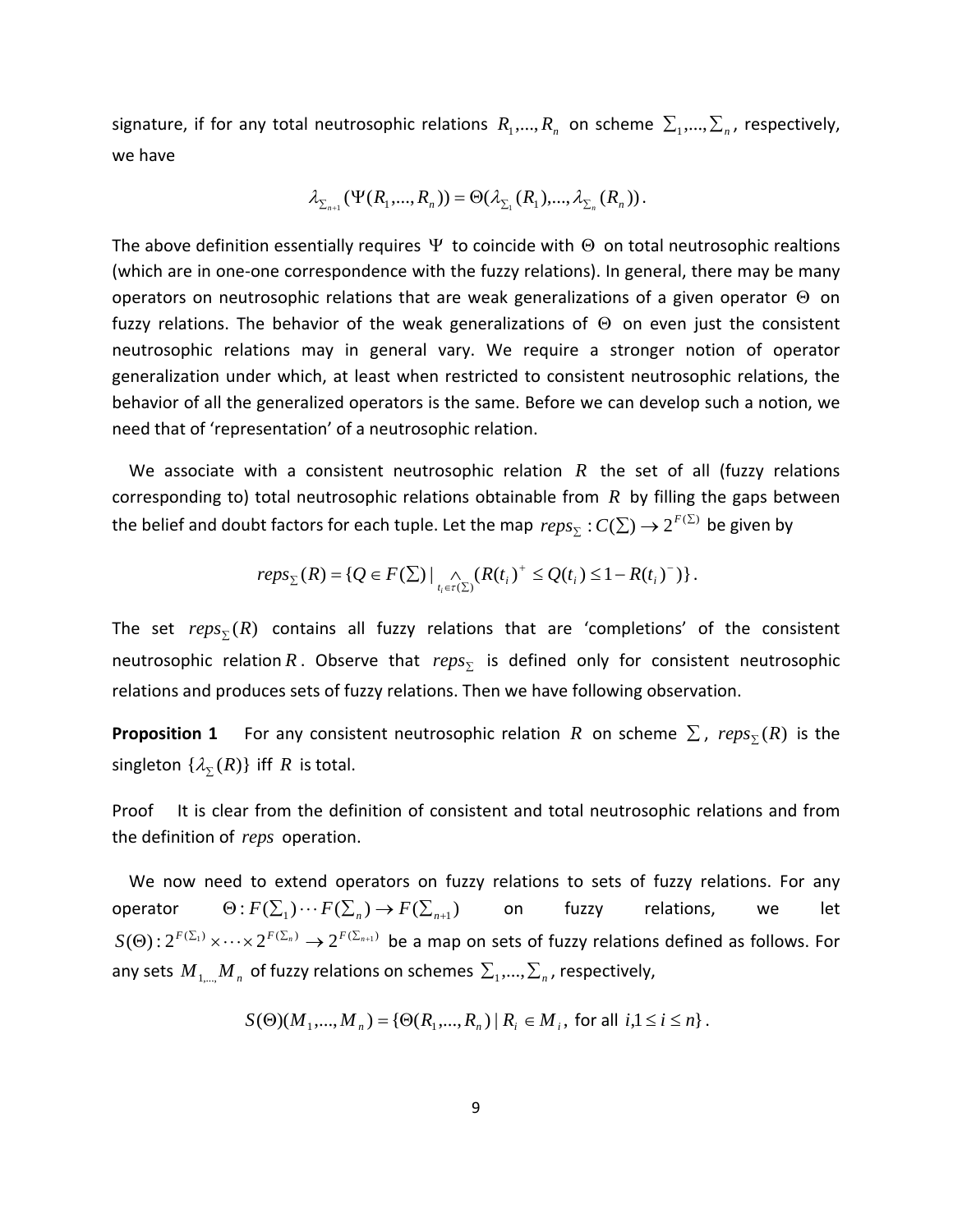signature, if for any total neutrosophic relations $R_1,...,R_n$ on scheme $\sum_1,...,\sum_n$, respectively, we have

$$\lambda_{\sum_{n+1}}(\Psi(R_1,...,R_n)) = \Theta(\lambda_{\sum_1}(R_1),...,\lambda_{\sum_n}(R_n)).$$

The above definition essentially requires $\Psi$ to coincide with $\Theta$ on total neutrosophic realtions (which are in one-one correspondence with the fuzzy relations). In general, there may be many operators on neutrosophic relations that are weak generalizations of a given operator $\Theta$ on fuzzy relations. The behavior of the weak generalizations of $\Theta$ on even just the consistent neutrosophic relations may in general vary. We require a stronger notion of operator generalization under which, at least when restricted to consistent neutrosophic relations, the behavior of all the generalized operators is the same. Before we can develop such a notion, we need that of 'representation' of a neutrosophic relation.

We associate with a consistent neutrosophic relation $R$ the set of all (fuzzy relations corresponding to) total neutrosophic relations obtainable from $R$ by filling the gaps between the belief and doubt factors for each tuple. Let the map $reps_{\sum} : C(\sum) \to 2^{F(\sum)}$ be given by

$$reps_{\sum}(R) = \{Q \in F(\sum) \mid \underset{t_i \in \tau(\sum)}{\wedge}(R(t_i)^+ \leq Q(t_i) \leq 1 - R(t_i)^-)\}.$$

The set $reps_{\sum}(R)$ contains all fuzzy relations that are 'completions' of the consistent neutrosophic relation $R$. Observe that $reps_{\sum}$ is defined only for consistent neutrosophic relations and produces sets of fuzzy relations. Then we have following observation.

**Proposition 1** For any consistent neutrosophic relation $R$ on scheme $\sum$, $reps_{\sum}(R)$ is the singleton $\{\lambda_{\sum}(R)\}$ iff $R$ is total.

Proof It is clear from the definition of consistent and total neutrosophic relations and from the definition of *reps* operation.

We now need to extend operators on fuzzy relations to sets of fuzzy relations. For any operator $\Theta : F(\sum_1) \cdots F(\sum_n) \to F(\sum_{n+1})$ on fuzzy relations, we let $S(\Theta) : 2^{F(\sum_1)} \times \cdots \times 2^{F(\sum_n)} \to 2^{F(\sum_{n+1})}$ be a map on sets of fuzzy relations defined as follows. For any sets $M_{1,...,}M_n$ of fuzzy relations on schemes $\sum_1,...,\sum_n$, respectively,

$$S(\Theta)(M_1,...,M_n) = \{\Theta(R_1,...,R_n) \mid R_i \in M_i, \text{ for all } i, 1 \leq i \leq n\}.$$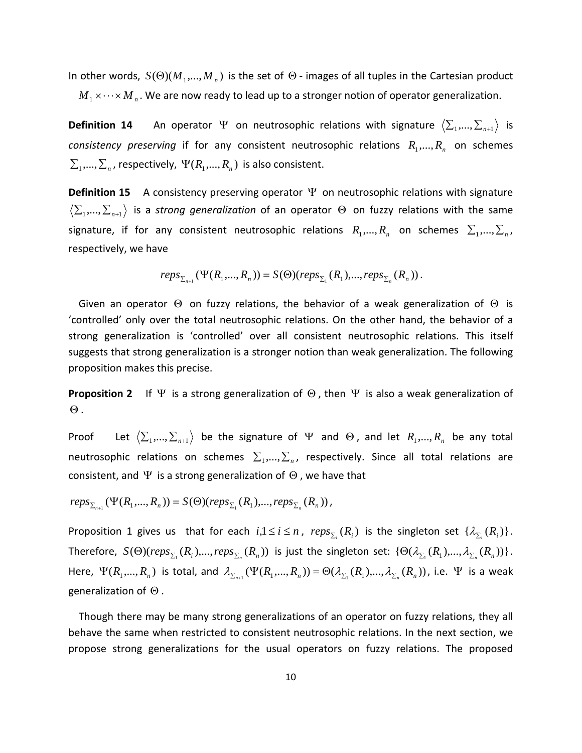In other words, $S(\Theta)(M_1,...,M_n)$ is the set of $\Theta$ - images of all tuples in the Cartesian product $M_1 \times \cdots \times M_n$. We are now ready to lead up to a stronger notion of operator generalization.

**Definition 14** An operator $\Psi$ on neutrosophic relations with signature $\langle \sum_1,...,\sum_{n+1} \rangle$ is *consistency preserving* if for any consistent neutrosophic relations $R_1,...,R_n$ on schemes $\sum_1,...,\sum_n$, respectively, $\Psi(R_1,...,R_n)$ is also consistent.

**Definition 15** A consistency preserving operator $\Psi$ on neutrosophic relations with signature $\langle \sum_1,...,\sum_{n+1} \rangle$ is a *strong generalization* of an operator $\Theta$ on fuzzy relations with the same signature, if for any consistent neutrosophic relations $R_1,...,R_n$ on schemes $\sum_1,...,\sum_n$, respectively, we have

$$reps_{\sum_{n+1}}(\Psi(R_1,...,R_n)) = S(\Theta)(reps_{\sum_1}(R_1),...,reps_{\sum_n}(R_n)).$$

Given an operator $\Theta$ on fuzzy relations, the behavior of a weak generalization of $\Theta$ is 'controlled' only over the total neutrosophic relations. On the other hand, the behavior of a strong generalization is 'controlled' over all consistent neutrosophic relations. This itself suggests that strong generalization is a stronger notion than weak generalization. The following proposition makes this precise.

**Proposition 2** If $\Psi$ is a strong generalization of $\Theta$, then $\Psi$ is also a weak generalization of $\Theta$.

Proof Let $\langle \sum_1,...,\sum_{n+1} \rangle$ be the signature of $\Psi$ and $\Theta$, and let $R_1,...,R_n$ be any total neutrosophic relations on schemes $\sum_1,...,\sum_n$, respectively. Since all total relations are consistent, and $\Psi$ is a strong generalization of $\Theta$, we have that

$$reps_{\sum_{n+1}}(\Psi(R_1,...,R_n)) = S(\Theta)(reps_{\sum_1}(R_1),...,reps_{\sum_n}(R_n)),$$

Proposition 1 gives us that for each $i, 1 \le i \le n$, $reps_{\sum_i}(R_i)$ is the singleton set $\{\lambda_{\sum_i}(R_i)\}$. Therefore, $S(\Theta)(reps_{\sum_1}(R_i),...,reps_{\sum_n}(R_n))$ is just the singleton set: $\{\Theta(\lambda_{\sum_1}(R_1),...,\lambda_{\sum_n}(R_n))\}$. Here, $\Psi(R_1,...,R_n)$ is total, and $\lambda_{\sum_{n+1}}(\Psi(R_1,...,R_n)) = \Theta(\lambda_{\sum_1}(R_1),...,\lambda_{\sum_n}(R_n))$, i.e. $\Psi$ is a weak generalization of $\Theta$.

Though there may be many strong generalizations of an operator on fuzzy relations, they all behave the same when restricted to consistent neutrosophic relations. In the next section, we propose strong generalizations for the usual operators on fuzzy relations. The proposed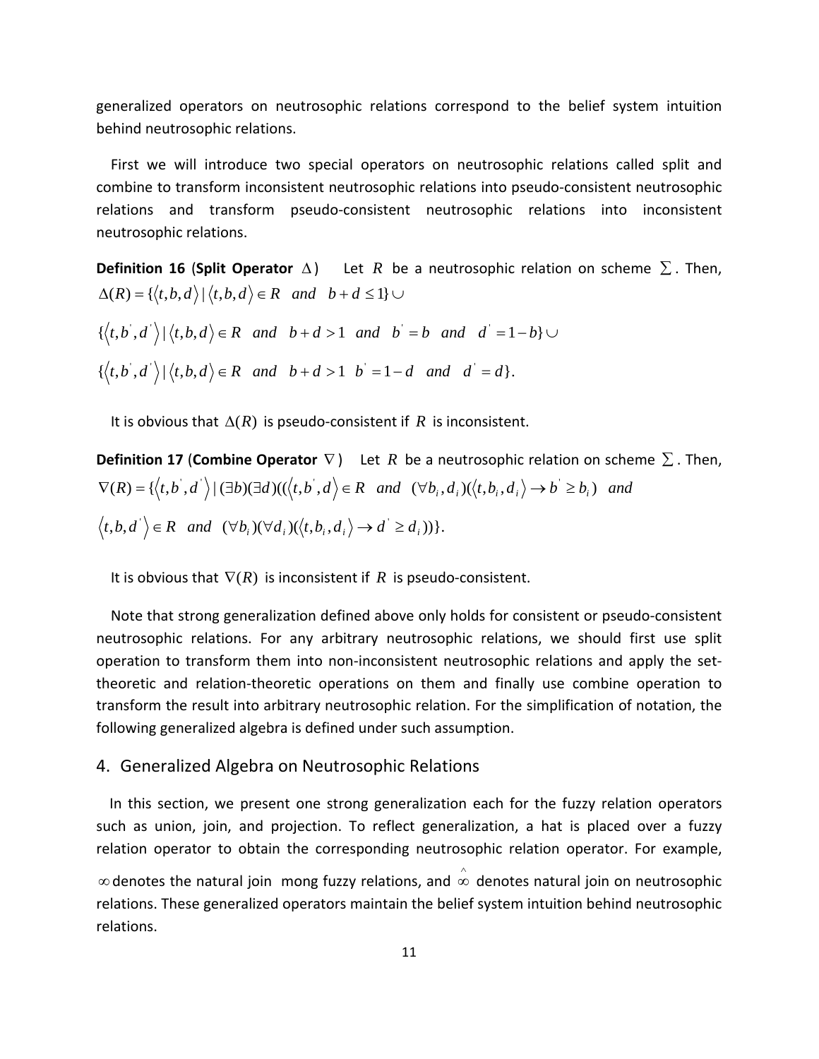generalized operators on neutrosophic relations correspond to the belief system intuition behind neutrosophic relations.

First we will introduce two special operators on neutrosophic relations called split and combine to transform inconsistent neutrosophic relations into pseudo-consistent neutrosophic relations and transform pseudo-consistent neutrosophic relations into inconsistent neutrosophic relations.

**Definition 16** (**Split Operator** $\Delta$) Let $R$ be a neutrosophic relation on scheme $\Sigma$. Then,

$$\Delta(R) = \{\langle t, b, d\rangle \mid \langle t, b, d\rangle \in R \quad and \quad b + d \leq 1\} \cup$$

$$\{\langle t, b', d'\rangle \mid \langle t, b, d\rangle \in R \quad and \quad b + d > 1 \quad and \quad b' = b \quad and \quad d' = 1 - b\} \cup$$

$$\{\langle t, b', d'\rangle \mid \langle t, b, d\rangle \in R \quad and \quad b + d > 1 \quad b' = 1 - d \quad and \quad d' = d\}.$$

It is obvious that $\Delta(R)$ is pseudo-consistent if $R$ is inconsistent.

**Definition 17** (**Combine Operator** $\nabla$) Let $R$ be a neutrosophic relation on scheme $\Sigma$. Then,

$$\nabla(R) = \{\langle t, b', d'\rangle \mid (\exists b)(\exists d)((\langle t, b', d\rangle \in R \quad and \quad (\forall b_i, d_i)(\langle t, b_i, d_i\rangle \rightarrow b' \geq b_i) \quad and$$

$$\langle t, b, d'\rangle \in R \quad and \quad (\forall b_i)(\forall d_i)(\langle t, b_i, d_i\rangle \rightarrow d' \geq d_i))\}.$$

It is obvious that $\nabla(R)$ is inconsistent if $R$ is pseudo-consistent.

Note that strong generalization defined above only holds for consistent or pseudo-consistent neutrosophic relations. For any arbitrary neutrosophic relations, we should first use split operation to transform them into non-inconsistent neutrosophic relations and apply the set-theoretic and relation-theoretic operations on them and finally use combine operation to transform the result into arbitrary neutrosophic relation. For the simplification of notation, the following generalized algebra is defined under such assumption.

## 4. Generalized Algebra on Neutrosophic Relations

In this section, we present one strong generalization each for the fuzzy relation operators such as union, join, and projection. To reflect generalization, a hat is placed over a fuzzy relation operator to obtain the corresponding neutrosophic relation operator. For example, $\infty$ denotes the natural join mong fuzzy relations, and $\hat{\infty}$ denotes natural join on neutrosophic relations. These generalized operators maintain the belief system intuition behind neutrosophic relations.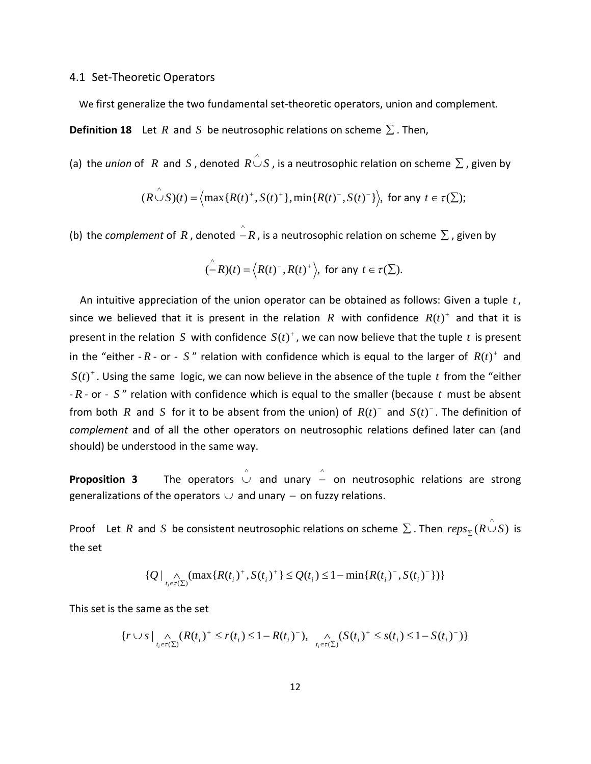### 4.1 Set-Theoretic Operators

We first generalize the two fundamental set-theoretic operators, union and complement.

**Definition 18** Let $R$ and $S$ be neutrosophic relations on scheme $\Sigma$. Then,

(a) the *union* of $R$ and $S$, denoted $R \hat{\cup} S$, is a neutrosophic relation on scheme $\Sigma$, given by

$$(R \hat{\cup} S)(t) = \left\langle \max\{R(t)^+, S(t)^+\}, \min\{R(t)^-, S(t)^-\} \right\rangle, \text{ for any } t \in \tau(\Sigma);$$

(b) the *complement* of $R$, denoted $\hat{-} R$, is a neutrosophic relation on scheme $\Sigma$, given by

$$(\hat{-} R)(t) = \left\langle R(t)^-, R(t)^+ \right\rangle, \text{ for any } t \in \tau(\Sigma).$$

An intuitive appreciation of the union operator can be obtained as follows: Given a tuple $t$, since we believed that it is present in the relation $R$ with confidence $R(t)^+$ and that it is present in the relation $S$ with confidence $S(t)^+$, we can now believe that the tuple $t$ is present in the "either - $R$ - or - $S$" relation with confidence which is equal to the larger of $R(t)^+$ and $S(t)^+$. Using the same logic, we can now believe in the absence of the tuple $t$ from the "either - $R$ - or - $S$" relation with confidence which is equal to the smaller (because $t$ must be absent from both $R$ and $S$ for it to be absent from the union) of $R(t)^-$ and $S(t)^-$. The definition of *complement* and of all the other operators on neutrosophic relations defined later can (and should) be understood in the same way.

**Proposition 3** The operators $\hat{\cup}$ and unary $\hat{-}$ on neutrosophic relations are strong generalizations of the operators $\cup$ and unary $-$ on fuzzy relations.

Proof Let $R$ and $S$ be consistent neutrosophic relations on scheme $\Sigma$. Then $reps_{\Sigma}(R \hat{\cup} S)$ is the set

$$\{Q \mid \underset{t_i \in \tau(\Sigma)}{\wedge} (\max\{R(t_i)^+, S(t_i)^+\} \le Q(t_i) \le 1 - \min\{R(t_i)^-, S(t_i)^-\})\}$$

This set is the same as the set

$$\{r \cup s \mid \underset{t_i \in \tau(\Sigma)}{\wedge} (R(t_i)^+ \le r(t_i) \le 1 - R(t_i)^-), \quad \underset{t_i \in \tau(\Sigma)}{\wedge} (S(t_i)^+ \le s(t_i) \le 1 - S(t_i)^-)\}$$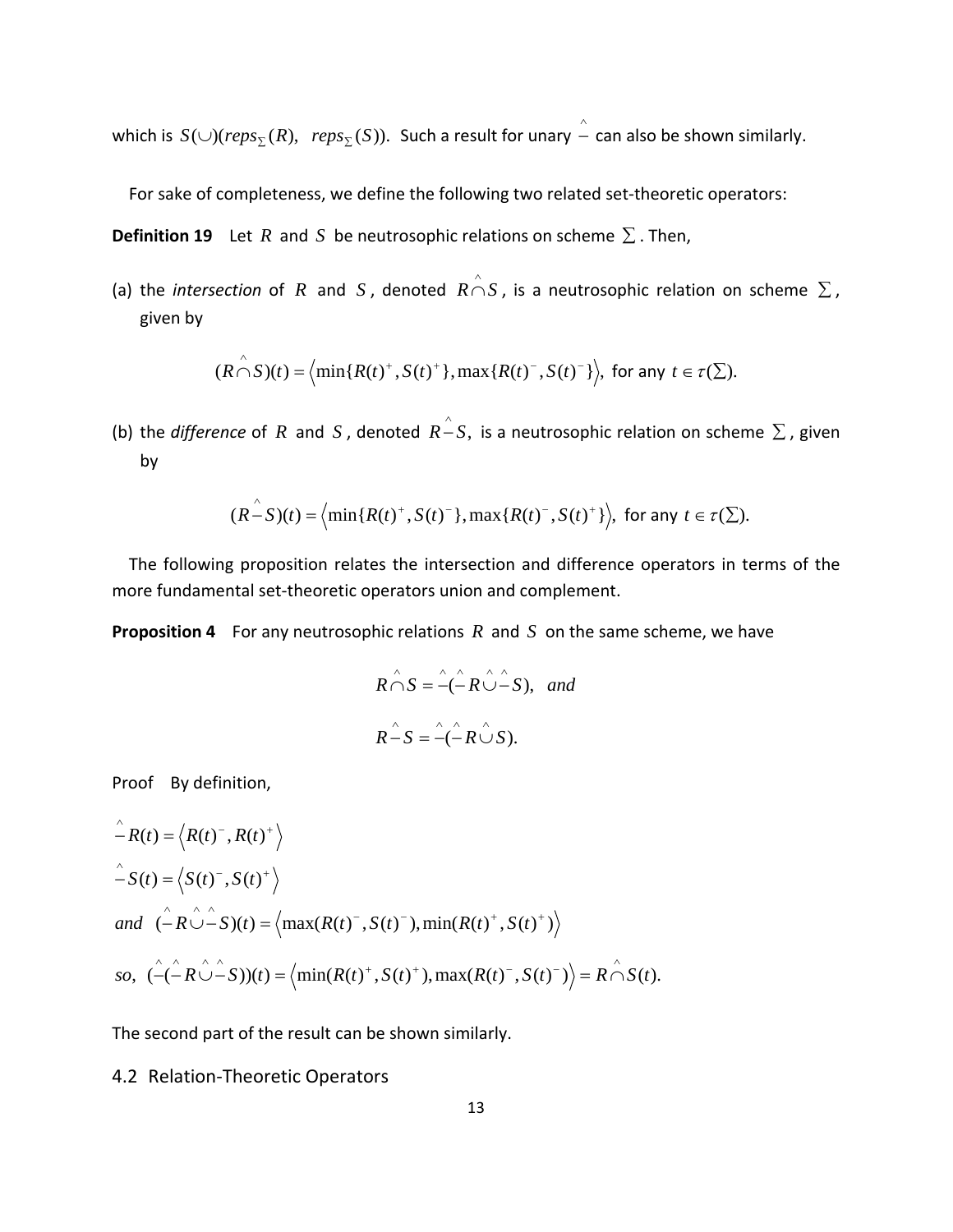which is $S(\cup)(reps_{\Sigma}(R),\ \ reps_{\Sigma}(S))$. Such a result for unary $\hat{-}$ can also be shown similarly.

For sake of completeness, we define the following two related set-theoretic operators:

**Definition 19** Let $R$ and $S$ be neutrosophic relations on scheme $\Sigma$. Then,

(a) the *intersection* of $R$ and $S$, denoted $R \hat{\cap} S$, is a neutrosophic relation on scheme $\Sigma$, given by

$$(R \hat{\cap} S)(t) = \left\langle \min\{R(t)^{+}, S(t)^{+}\}, \max\{R(t)^{-}, S(t)^{-}\} \right\rangle, \text{ for any } t \in \tau(\Sigma).$$

(b) the *difference* of $R$ and $S$, denoted $R \hat{-} S$, is a neutrosophic relation on scheme $\Sigma$, given by

$$(R \hat{-} S)(t) = \left\langle \min\{R(t)^{+}, S(t)^{-}\}, \max\{R(t)^{-}, S(t)^{+}\} \right\rangle, \text{ for any } t \in \tau(\Sigma).$$

The following proposition relates the intersection and difference operators in terms of the more fundamental set-theoretic operators union and complement.

**Proposition 4** For any neutrosophic relations $R$ and $S$ on the same scheme, we have

$$R \hat{\cap} S = \hat{-}(\hat{-} R \hat{\cup} \hat{-} S), \quad and$$

$$R \hat{-} S = \hat{-}(\hat{-} R \hat{\cup} S).$$

Proof By definition,

$$\hat{-} R(t) = \left\langle R(t)^{-}, R(t)^{+} \right\rangle$$

$$\hat{-} S(t) = \left\langle S(t)^{-}, S(t)^{+} \right\rangle$$

$$and \ \ (\hat{-} R \hat{\cup} \hat{-} S)(t) = \left\langle \max(R(t)^{-}, S(t)^{-}), \min(R(t)^{+}, S(t)^{+}) \right\rangle$$

$$so, \ \ (\hat{-}(\hat{-} R \hat{\cup} \hat{-} S))(t) = \left\langle \min(R(t)^{+}, S(t)^{+}), \max(R(t)^{-}, S(t)^{-}) \right\rangle = R \hat{\cap} S(t).$$

The second part of the result can be shown similarly.

## 4.2 Relation-Theoretic Operators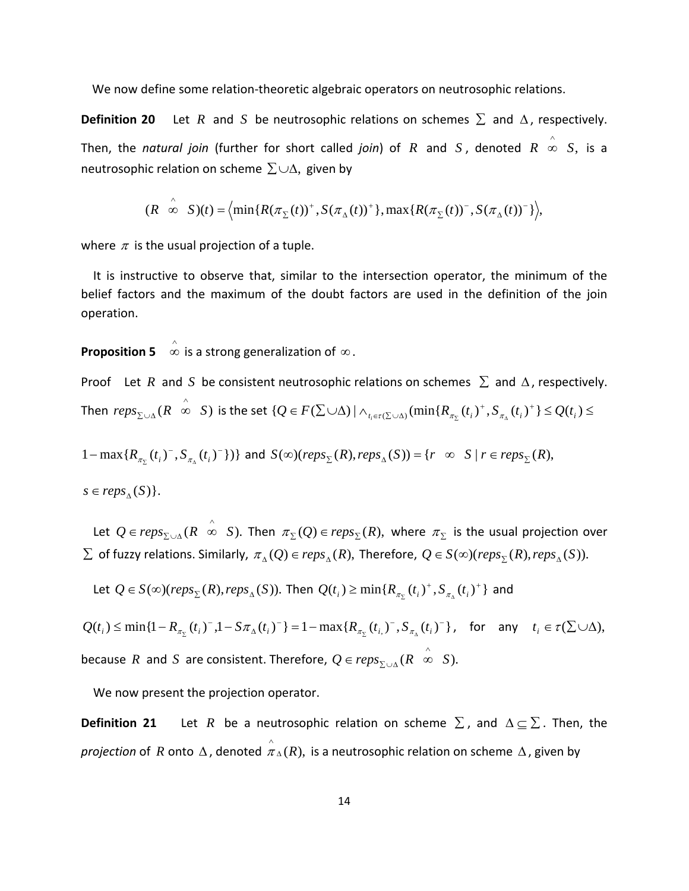We now define some relation-theoretic algebraic operators on neutrosophic relations.

**Definition 20** Let $R$ and $S$ be neutrosophic relations on schemes $\Sigma$ and $\Delta$, respectively. Then, the *natural join* (further for short called *join*) of $R$ and $S$, denoted $R \overset{\wedge}{\infty} S$, is a neutrosophic relation on scheme $\Sigma \cup \Delta$, given by

$$(R \overset{\wedge}{\infty} S)(t) = \left\langle \min\{R(\pi_{\Sigma}(t))^{+}, S(\pi_{\Delta}(t))^{+}\}, \max\{R(\pi_{\Sigma}(t))^{-}, S(\pi_{\Delta}(t))^{-}\} \right\rangle,$$

where $\pi$ is the usual projection of a tuple.

It is instructive to observe that, similar to the intersection operator, the minimum of the belief factors and the maximum of the doubt factors are used in the definition of the join operation.

**Proposition 5** $\overset{\wedge}{\infty}$ is a strong generalization of $\infty$.

Proof Let $R$ and $S$ be consistent neutrosophic relations on schemes $\Sigma$ and $\Delta$, respectively. Then $reps_{\Sigma\cup\Delta}(R \overset{\wedge}{\infty} S)$ is the set $\{Q \in F(\Sigma\cup\Delta) \mid \wedge_{t_i \in \tau(\Sigma\cup\Delta)} (\min\{R_{\pi_{\Sigma}}(t_i)^{+}, S_{\pi_{\Delta}}(t_i)^{+}\} \le Q(t_i) \le$

$1 - \max\{R_{\pi_{\Sigma}}(t_i)^{-}, S_{\pi_{\Delta}}(t_i)^{-}\})\}$ and $S(\infty)(reps_{\Sigma}(R), reps_{\Delta}(S)) = \{r \;\; \infty \;\; S \mid r \in reps_{\Sigma}(R),$

$s \in reps_{\Delta}(S)\}$.

Let $Q \in reps_{\Sigma\cup\Delta}(R \overset{\wedge}{\infty} S)$. Then $\pi_{\Sigma}(Q) \in reps_{\Sigma}(R)$, where $\pi_{\Sigma}$ is the usual projection over $\Sigma$ of fuzzy relations. Similarly, $\pi_{\Delta}(Q) \in reps_{\Delta}(R)$, Therefore, $Q \in S(\infty)(reps_{\Sigma}(R), reps_{\Delta}(S))$.

Let $Q \in S(\infty)(reps_{\Sigma}(R), reps_{\Delta}(S))$. Then $Q(t_i) \ge \min\{R_{\pi_{\Sigma}}(t_i)^{+}, S_{\pi_{\Delta}}(t_i)^{+}\}$ and

$Q(t_i) \le \min\{1 - R_{\pi_{\Sigma}}(t_i)^{-}, 1 - S\pi_{\Delta}(t_i)^{-}\} = 1 - \max\{R_{\pi_{\Sigma}}(t_{i,})^{-}, S_{\pi_{\Delta}}(t_i)^{-}\}$, for any $t_i \in \tau(\Sigma\cup\Delta)$, because $R$ and $S$ are consistent. Therefore, $Q \in reps_{\Sigma\cup\Delta}(R \overset{\wedge}{\infty} S)$.

We now present the projection operator.

**Definition 21** Let $R$ be a neutrosophic relation on scheme $\Sigma$, and $\Delta \subseteq \Sigma$. Then, the *projection* of $R$ onto $\Delta$, denoted $\overset{\wedge}{\pi}_{\Delta}(R)$, is a neutrosophic relation on scheme $\Delta$, given by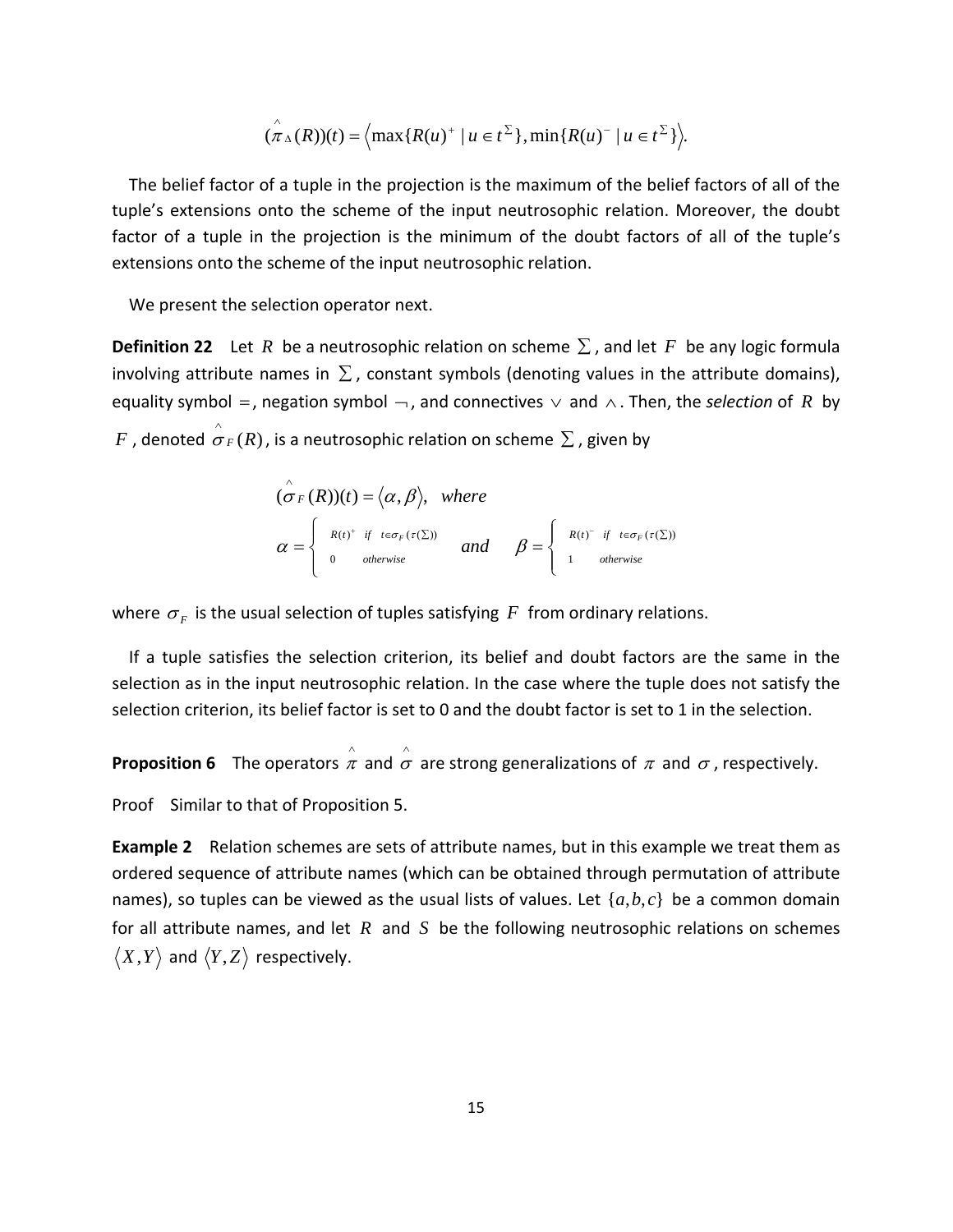$$(\hat{\pi}_{\Delta}(R))(t) = \left\langle \max\{R(u)^{+} \mid u \in t^{\Sigma}\}, \min\{R(u)^{-} \mid u \in t^{\Sigma}\} \right\rangle.$$

The belief factor of a tuple in the projection is the maximum of the belief factors of all of the tuple's extensions onto the scheme of the input neutrosophic relation. Moreover, the doubt factor of a tuple in the projection is the minimum of the doubt factors of all of the tuple's extensions onto the scheme of the input neutrosophic relation.

We present the selection operator next.

**Definition 22** Let $R$ be a neutrosophic relation on scheme $\Sigma$, and let $F$ be any logic formula involving attribute names in $\Sigma$, constant symbols (denoting values in the attribute domains), equality symbol $=$, negation symbol $\neg$, and connectives $\vee$ and $\wedge$. Then, the *selection* of $R$ by $F$, denoted $\hat{\sigma}_F(R)$, is a neutrosophic relation on scheme $\Sigma$, given by

$$(\hat{\sigma}_F(R))(t) = \langle \alpha, \beta \rangle, \quad where$$

$$\alpha = \begin{cases} R(t)^{+} & if \quad t \in \sigma_F(\tau(\Sigma)) \\ 0 & otherwise \end{cases} \quad and \quad \beta = \begin{cases} R(t)^{-} & if \quad t \in \sigma_F(\tau(\Sigma)) \\ 1 & otherwise \end{cases}$$

where $\sigma_F$ is the usual selection of tuples satisfying $F$ from ordinary relations.

If a tuple satisfies the selection criterion, its belief and doubt factors are the same in the selection as in the input neutrosophic relation. In the case where the tuple does not satisfy the selection criterion, its belief factor is set to 0 and the doubt factor is set to 1 in the selection.

**Proposition 6** The operators $\hat{\pi}$ and $\hat{\sigma}$ are strong generalizations of $\pi$ and $\sigma$, respectively.

Proof Similar to that of Proposition 5.

**Example 2** Relation schemes are sets of attribute names, but in this example we treat them as ordered sequence of attribute names (which can be obtained through permutation of attribute names), so tuples can be viewed as the usual lists of values. Let $\{a,b,c\}$ be a common domain for all attribute names, and let $R$ and $S$ be the following neutrosophic relations on schemes $\langle X,Y \rangle$ and $\langle Y,Z \rangle$ respectively.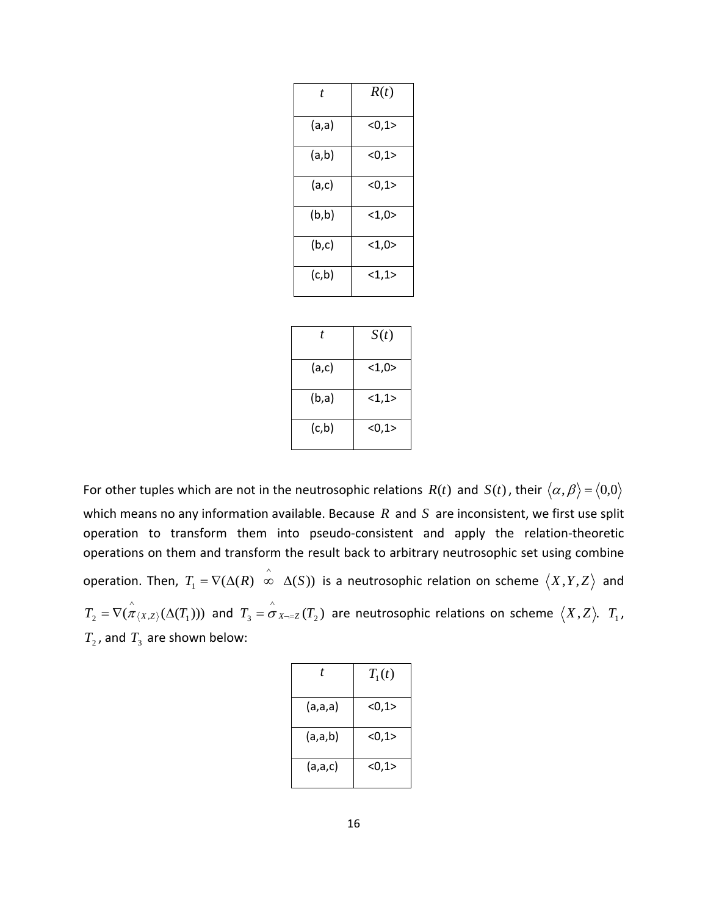| $t$ | $R(t)$ |
| --- | --- |
| (a,a) | <0,1> |
| (a,b) | <0,1> |
| (a,c) | <0,1> |
| (b,b) | <1,0> |
| (b,c) | <1,0> |
| (c,b) | <1,1> |

| $t$ | $S(t)$ |
| --- | --- |
| (a,c) | <1,0> |
| (b,a) | <1,1> |
| (c,b) | <0,1> |

For other tuples which are not in the neutrosophic relations $R(t)$ and $S(t)$, their $\langle \alpha, \beta \rangle = \langle 0,0 \rangle$ which means no any information available. Because $R$ and $S$ are inconsistent, we first use split operation to transform them into pseudo-consistent and apply the relation-theoretic operations on them and transform the result back to arbitrary neutrosophic set using combine operation. Then, $T_1 = \nabla(\Delta(R) \stackrel{\wedge}{\infty} \Delta(S))$ is a neutrosophic relation on scheme $\langle X, Y, Z \rangle$ and $T_2 = \nabla(\hat{\pi}_{\langle X,Z \rangle}(\Delta(T_1)))$ and $T_3 = \hat{\sigma}_{X \neg = Z}(T_2)$ are neutrosophic relations on scheme $\langle X, Z \rangle$. $T_1$, $T_2$, and $T_3$ are shown below:

| $t$ | $T_1(t)$ |
| --- | --- |
| (a,a,a) | <0,1> |
| (a,a,b) | <0,1> |
| (a,a,c) | <0,1> |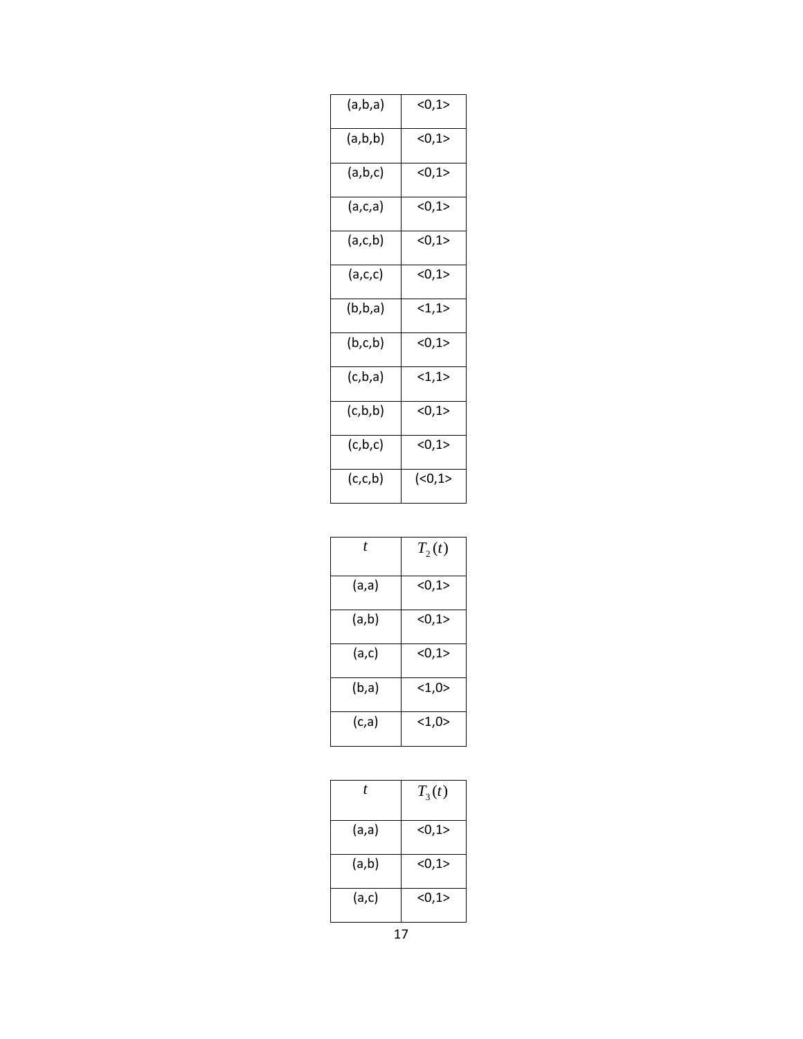| (a,b,a) | <0,1> |
|---|---|
| (a,b,b) | <0,1> |
| (a,b,c) | <0,1> |
| (a,c,a) | <0,1> |
| (a,c,b) | <0,1> |
| (a,c,c) | <0,1> |
| (b,b,a) | <1,1> |
| (b,c,b) | <0,1> |
| (c,b,a) | <1,1> |
| (c,b,b) | <0,1> |
| (c,b,c) | <0,1> |
| (c,c,b) | (<0,1> |

| $t$ | $T_2(t)$ |
|---|---|
| (a,a) | <0,1> |
| (a,b) | <0,1> |
| (a,c) | <0,1> |
| (b,a) | <1,0> |
| (c,a) | <1,0> |

| $t$ | $T_3(t)$ |
|---|---|
| (a,a) | <0,1> |
| (a,b) | <0,1> |
| (a,c) | <0,1> |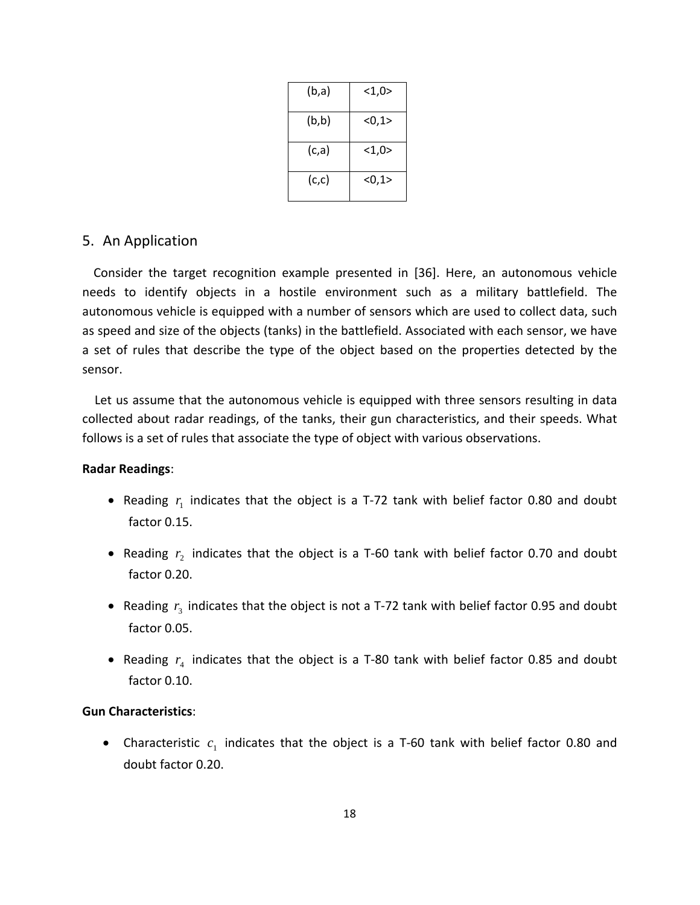| (b,a) | <1,0> |
| --- | --- |
| (b,b) | <0,1> |
| (c,a) | <1,0> |
| (c,c) | <0,1> |

## 5. An Application

Consider the target recognition example presented in [36]. Here, an autonomous vehicle needs to identify objects in a hostile environment such as a military battlefield. The autonomous vehicle is equipped with a number of sensors which are used to collect data, such as speed and size of the objects (tanks) in the battlefield. Associated with each sensor, we have a set of rules that describe the type of the object based on the properties detected by the sensor.

Let us assume that the autonomous vehicle is equipped with three sensors resulting in data collected about radar readings, of the tanks, their gun characteristics, and their speeds. What follows is a set of rules that associate the type of object with various observations.

**Radar Readings**:

- Reading $r_1$ indicates that the object is a T-72 tank with belief factor 0.80 and doubt factor 0.15.
- Reading $r_2$ indicates that the object is a T-60 tank with belief factor 0.70 and doubt factor 0.20.
- Reading $r_3$ indicates that the object is not a T-72 tank with belief factor 0.95 and doubt factor 0.05.
- Reading $r_4$ indicates that the object is a T-80 tank with belief factor 0.85 and doubt factor 0.10.

**Gun Characteristics**:

- Characteristic $c_1$ indicates that the object is a T-60 tank with belief factor 0.80 and doubt factor 0.20.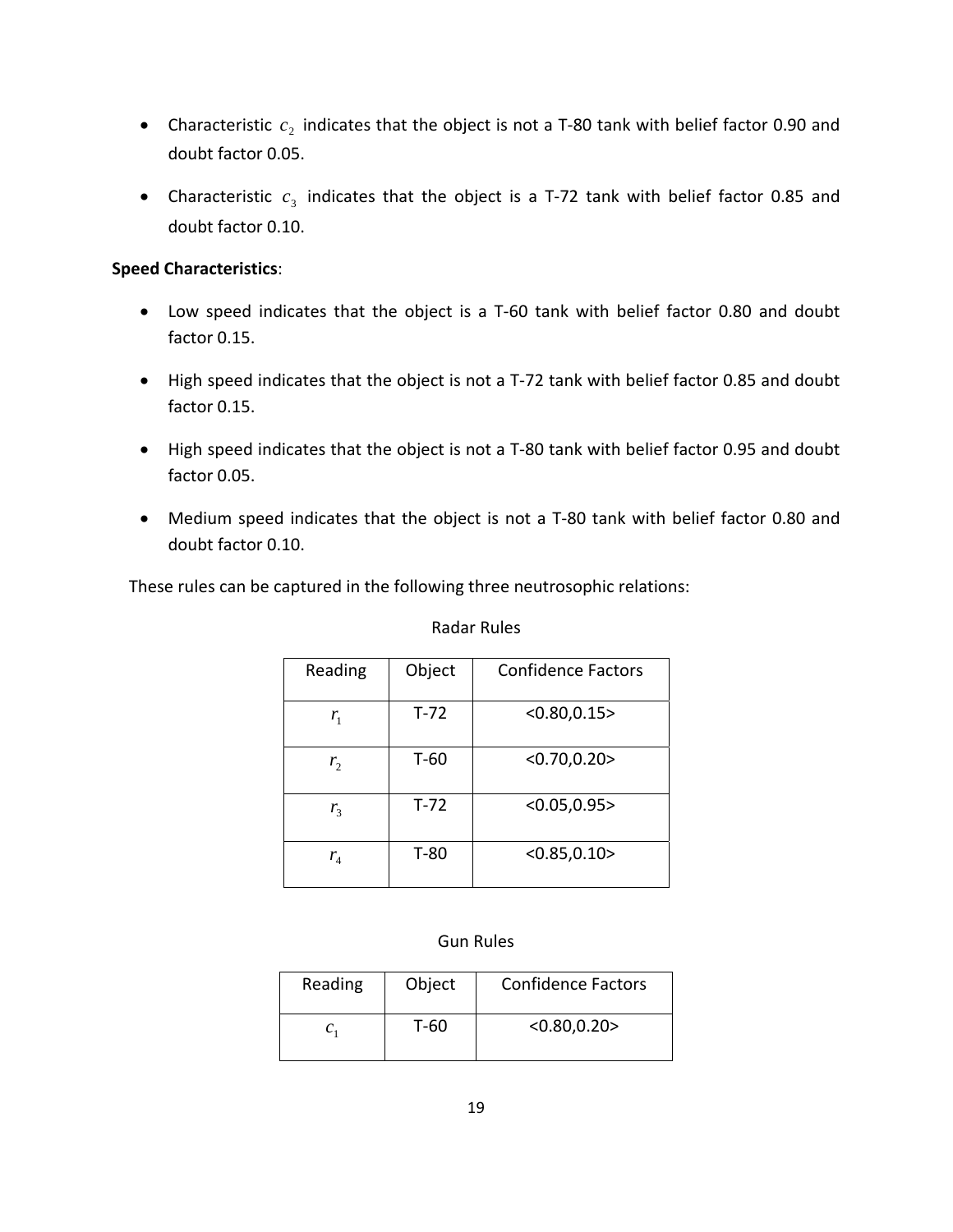- Characteristic $c_2$ indicates that the object is not a T-80 tank with belief factor 0.90 and doubt factor 0.05.

- Characteristic $c_3$ indicates that the object is a T-72 tank with belief factor 0.85 and doubt factor 0.10.

**Speed Characteristics**:

- Low speed indicates that the object is a T-60 tank with belief factor 0.80 and doubt factor 0.15.

- High speed indicates that the object is not a T-72 tank with belief factor 0.85 and doubt factor 0.15.

- High speed indicates that the object is not a T-80 tank with belief factor 0.95 and doubt factor 0.05.

- Medium speed indicates that the object is not a T-80 tank with belief factor 0.80 and doubt factor 0.10.

These rules can be captured in the following three neutrosophic relations:

Radar Rules

| Reading | Object | Confidence Factors |
|---|---|---|
| $r_1$ | T-72 | <0.80,0.15> |
| $r_2$ | T-60 | <0.70,0.20> |
| $r_3$ | T-72 | <0.05,0.95> |
| $r_4$ | T-80 | <0.85,0.10> |

Gun Rules

| Reading | Object | Confidence Factors |
|---|---|---|
| $c_1$ | T-60 | <0.80,0.20> |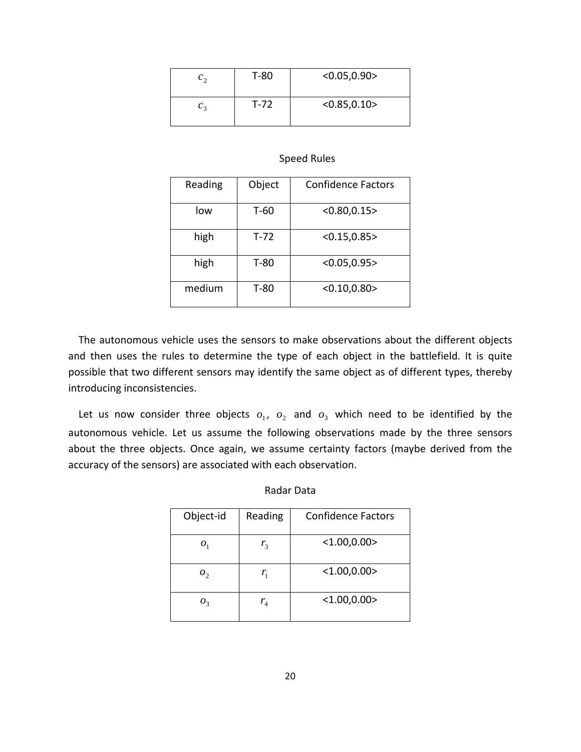| $c_2$ | T-80 | <0.05,0.90> |
|---|---|---|
| $c_3$ | T-72 | <0.85,0.10> |

Speed Rules

| Reading | Object | Confidence Factors |
|---|---|---|
| low | T-60 | <0.80,0.15> |
| high | T-72 | <0.15,0.85> |
| high | T-80 | <0.05,0.95> |
| medium | T-80 | <0.10,0.80> |

The autonomous vehicle uses the sensors to make observations about the different objects and then uses the rules to determine the type of each object in the battlefield. It is quite possible that two different sensors may identify the same object as of different types, thereby introducing inconsistencies.

Let us now consider three objects $o_1$, $o_2$ and $o_3$ which need to be identified by the autonomous vehicle. Let us assume the following observations made by the three sensors about the three objects. Once again, we assume certainty factors (maybe derived from the accuracy of the sensors) are associated with each observation.

Radar Data

| Object-id | Reading | Confidence Factors |
|---|---|---|
| $o_1$ | $r_3$ | <1.00,0.00> |
| $o_2$ | $r_1$ | <1.00,0.00> |
| $o_3$ | $r_4$ | <1.00,0.00> |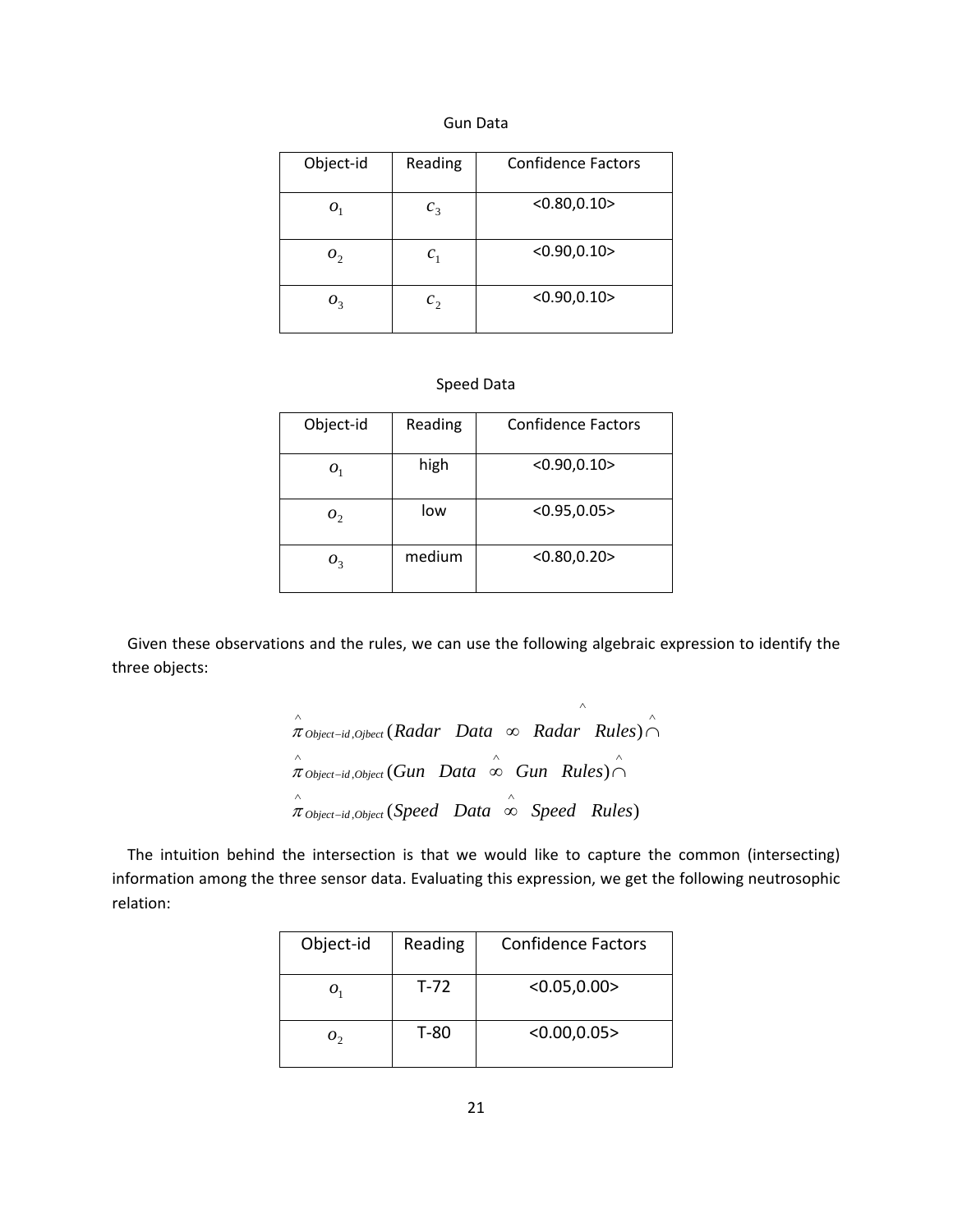Gun Data

| Object-id | Reading | Confidence Factors |
|---|---|---|
| $o_1$ | $c_3$ | <0.80,0.10> |
| $o_2$ | $c_1$ | <0.90,0.10> |
| $o_3$ | $c_2$ | <0.90,0.10> |

Speed Data

| Object-id | Reading | Confidence Factors |
|---|---|---|
| $o_1$ | high | <0.90,0.10> |
| $o_2$ | low | <0.95,0.05> |
| $o_3$ | medium | <0.80,0.20> |

Given these observations and the rules, we can use the following algebraic expression to identify the three objects:

$$
\begin{aligned}
&\hat{\pi}_{Object-id,Ojbect}(Radar\ \ Data\ \ \infty\ \ Radar\hat{\ }\ \ Rules)\hat{\cap} \\
&\hat{\pi}_{Object-id,Object}(Gun\ \ Data\ \ \hat{\infty}\ \ Gun\ \ Rules)\hat{\cap} \\
&\hat{\pi}_{Object-id,Object}(Speed\ \ Data\ \ \hat{\infty}\ \ Speed\ \ Rules)
\end{aligned}
$$

The intuition behind the intersection is that we would like to capture the common (intersecting) information among the three sensor data. Evaluating this expression, we get the following neutrosophic relation:

| Object-id | Reading | Confidence Factors |
|---|---|---|
| $o_1$ | T-72 | <0.05,0.00> |
| $o_2$ | T-80 | <0.00,0.05> |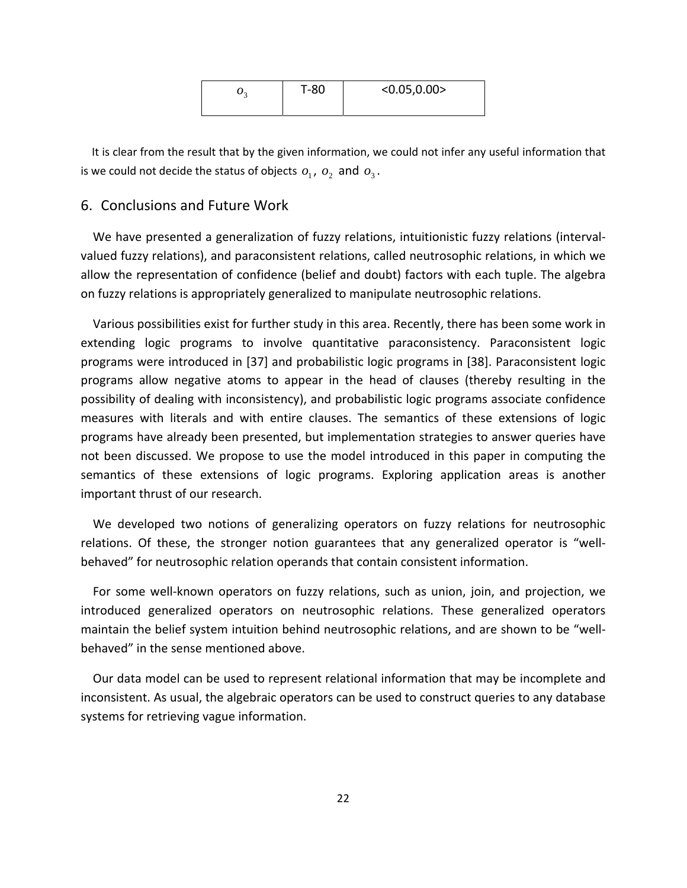| $o_3$ | T-80 | <0.05,0.00> |
|---|---|---|

It is clear from the result that by the given information, we could not infer any useful information that is we could not decide the status of objects $o_1$, $o_2$ and $o_3$.

## 6. Conclusions and Future Work

We have presented a generalization of fuzzy relations, intuitionistic fuzzy relations (interval-valued fuzzy relations), and paraconsistent relations, called neutrosophic relations, in which we allow the representation of confidence (belief and doubt) factors with each tuple. The algebra on fuzzy relations is appropriately generalized to manipulate neutrosophic relations.

Various possibilities exist for further study in this area. Recently, there has been some work in extending logic programs to involve quantitative paraconsistency. Paraconsistent logic programs were introduced in [37] and probabilistic logic programs in [38]. Paraconsistent logic programs allow negative atoms to appear in the head of clauses (thereby resulting in the possibility of dealing with inconsistency), and probabilistic logic programs associate confidence measures with literals and with entire clauses. The semantics of these extensions of logic programs have already been presented, but implementation strategies to answer queries have not been discussed. We propose to use the model introduced in this paper in computing the semantics of these extensions of logic programs. Exploring application areas is another important thrust of our research.

We developed two notions of generalizing operators on fuzzy relations for neutrosophic relations. Of these, the stronger notion guarantees that any generalized operator is "well-behaved" for neutrosophic relation operands that contain consistent information.

For some well-known operators on fuzzy relations, such as union, join, and projection, we introduced generalized operators on neutrosophic relations. These generalized operators maintain the belief system intuition behind neutrosophic relations, and are shown to be "well-behaved" in the sense mentioned above.

Our data model can be used to represent relational information that may be incomplete and inconsistent. As usual, the algebraic operators can be used to construct queries to any database systems for retrieving vague information.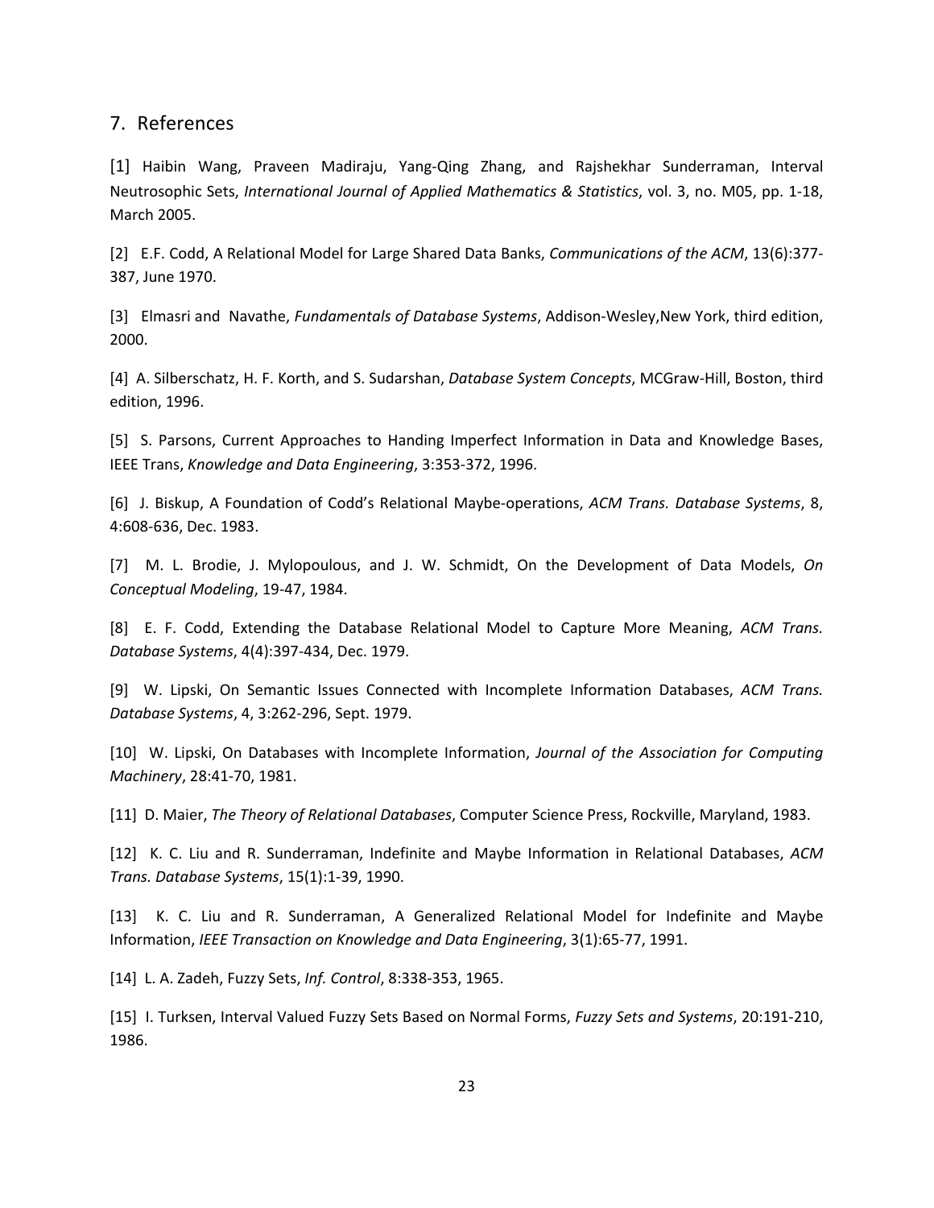## 7. References

[1] Haibin Wang, Praveen Madiraju, Yang-Qing Zhang, and Rajshekhar Sunderraman, Interval Neutrosophic Sets, *International Journal of Applied Mathematics & Statistics*, vol. 3, no. M05, pp. 1-18, March 2005.

[2] E.F. Codd, A Relational Model for Large Shared Data Banks, *Communications of the ACM*, 13(6):377-387, June 1970.

[3] Elmasri and Navathe, *Fundamentals of Database Systems*, Addison-Wesley,New York, third edition, 2000.

[4] A. Silberschatz, H. F. Korth, and S. Sudarshan, *Database System Concepts*, MCGraw-Hill, Boston, third edition, 1996.

[5] S. Parsons, Current Approaches to Handing Imperfect Information in Data and Knowledge Bases, IEEE Trans, *Knowledge and Data Engineering*, 3:353-372, 1996.

[6] J. Biskup, A Foundation of Codd's Relational Maybe-operations, *ACM Trans. Database Systems*, 8, 4:608-636, Dec. 1983.

[7] M. L. Brodie, J. Mylopoulous, and J. W. Schmidt, On the Development of Data Models, *On Conceptual Modeling*, 19-47, 1984.

[8] E. F. Codd, Extending the Database Relational Model to Capture More Meaning, *ACM Trans. Database Systems*, 4(4):397-434, Dec. 1979.

[9] W. Lipski, On Semantic Issues Connected with Incomplete Information Databases, *ACM Trans. Database Systems*, 4, 3:262-296, Sept. 1979.

[10] W. Lipski, On Databases with Incomplete Information, *Journal of the Association for Computing Machinery*, 28:41-70, 1981.

[11] D. Maier, *The Theory of Relational Databases*, Computer Science Press, Rockville, Maryland, 1983.

[12] K. C. Liu and R. Sunderraman, Indefinite and Maybe Information in Relational Databases, *ACM Trans. Database Systems*, 15(1):1-39, 1990.

[13] K. C. Liu and R. Sunderraman, A Generalized Relational Model for Indefinite and Maybe Information, *IEEE Transaction on Knowledge and Data Engineering*, 3(1):65-77, 1991.

[14] L. A. Zadeh, Fuzzy Sets, *Inf. Control*, 8:338-353, 1965.

[15] I. Turksen, Interval Valued Fuzzy Sets Based on Normal Forms, *Fuzzy Sets and Systems*, 20:191-210, 1986.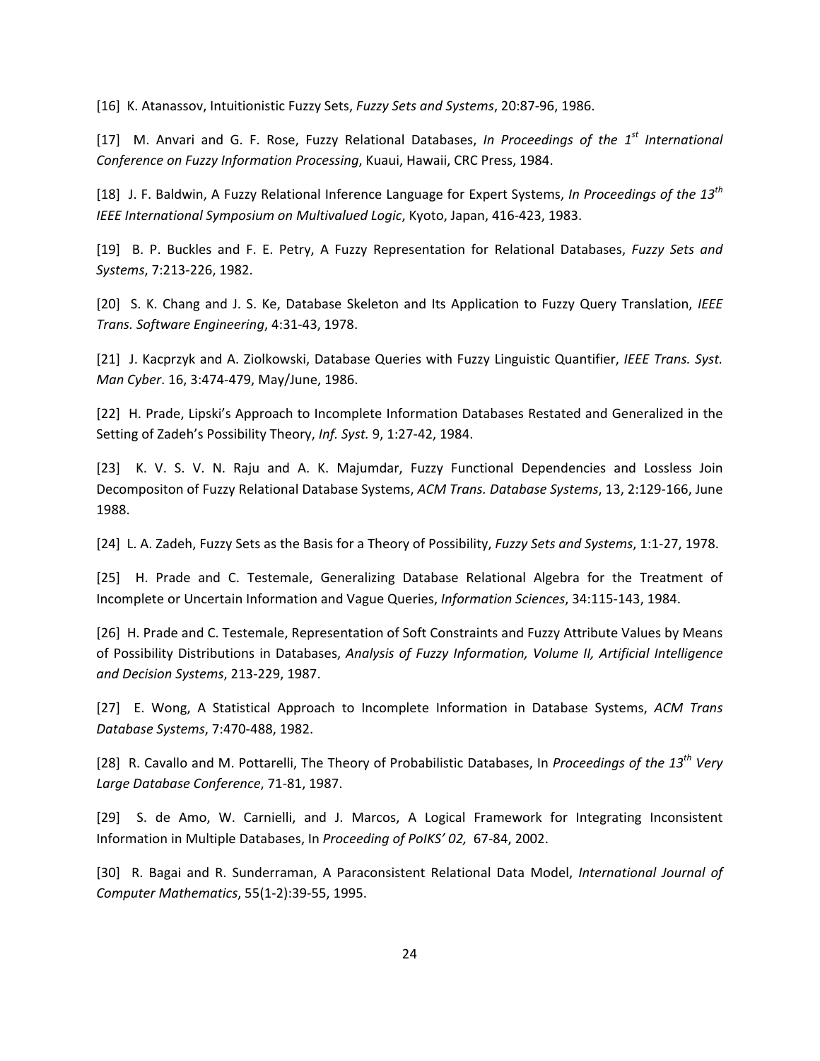[16] K. Atanassov, Intuitionistic Fuzzy Sets, *Fuzzy Sets and Systems*, 20:87-96, 1986.

[17] M. Anvari and G. F. Rose, Fuzzy Relational Databases, *In Proceedings of the 1st International Conference on Fuzzy Information Processing*, Kuaui, Hawaii, CRC Press, 1984.

[18] J. F. Baldwin, A Fuzzy Relational Inference Language for Expert Systems, *In Proceedings of the 13th IEEE International Symposium on Multivalued Logic*, Kyoto, Japan, 416-423, 1983.

[19] B. P. Buckles and F. E. Petry, A Fuzzy Representation for Relational Databases, *Fuzzy Sets and Systems*, 7:213-226, 1982.

[20] S. K. Chang and J. S. Ke, Database Skeleton and Its Application to Fuzzy Query Translation, *IEEE Trans. Software Engineering*, 4:31-43, 1978.

[21] J. Kacprzyk and A. Ziolkowski, Database Queries with Fuzzy Linguistic Quantifier, *IEEE Trans. Syst. Man Cyber*. 16, 3:474-479, May/June, 1986.

[22] H. Prade, Lipski's Approach to Incomplete Information Databases Restated and Generalized in the Setting of Zadeh's Possibility Theory, *Inf. Syst.* 9, 1:27-42, 1984.

[23] K. V. S. V. N. Raju and A. K. Majumdar, Fuzzy Functional Dependencies and Lossless Join Decompositon of Fuzzy Relational Database Systems, *ACM Trans. Database Systems*, 13, 2:129-166, June 1988.

[24] L. A. Zadeh, Fuzzy Sets as the Basis for a Theory of Possibility, *Fuzzy Sets and Systems*, 1:1-27, 1978.

[25] H. Prade and C. Testemale, Generalizing Database Relational Algebra for the Treatment of Incomplete or Uncertain Information and Vague Queries, *Information Sciences*, 34:115-143, 1984.

[26] H. Prade and C. Testemale, Representation of Soft Constraints and Fuzzy Attribute Values by Means of Possibility Distributions in Databases, *Analysis of Fuzzy Information, Volume II, Artificial Intelligence and Decision Systems*, 213-229, 1987.

[27] E. Wong, A Statistical Approach to Incomplete Information in Database Systems, *ACM Trans Database Systems*, 7:470-488, 1982.

[28] R. Cavallo and M. Pottarelli, The Theory of Probabilistic Databases, In *Proceedings of the 13th Very Large Database Conference*, 71-81, 1987.

[29] S. de Amo, W. Carnielli, and J. Marcos, A Logical Framework for Integrating Inconsistent Information in Multiple Databases, In *Proceeding of PoIKS' 02,* 67-84, 2002.

[30] R. Bagai and R. Sunderraman, A Paraconsistent Relational Data Model, *International Journal of Computer Mathematics*, 55(1-2):39-55, 1995.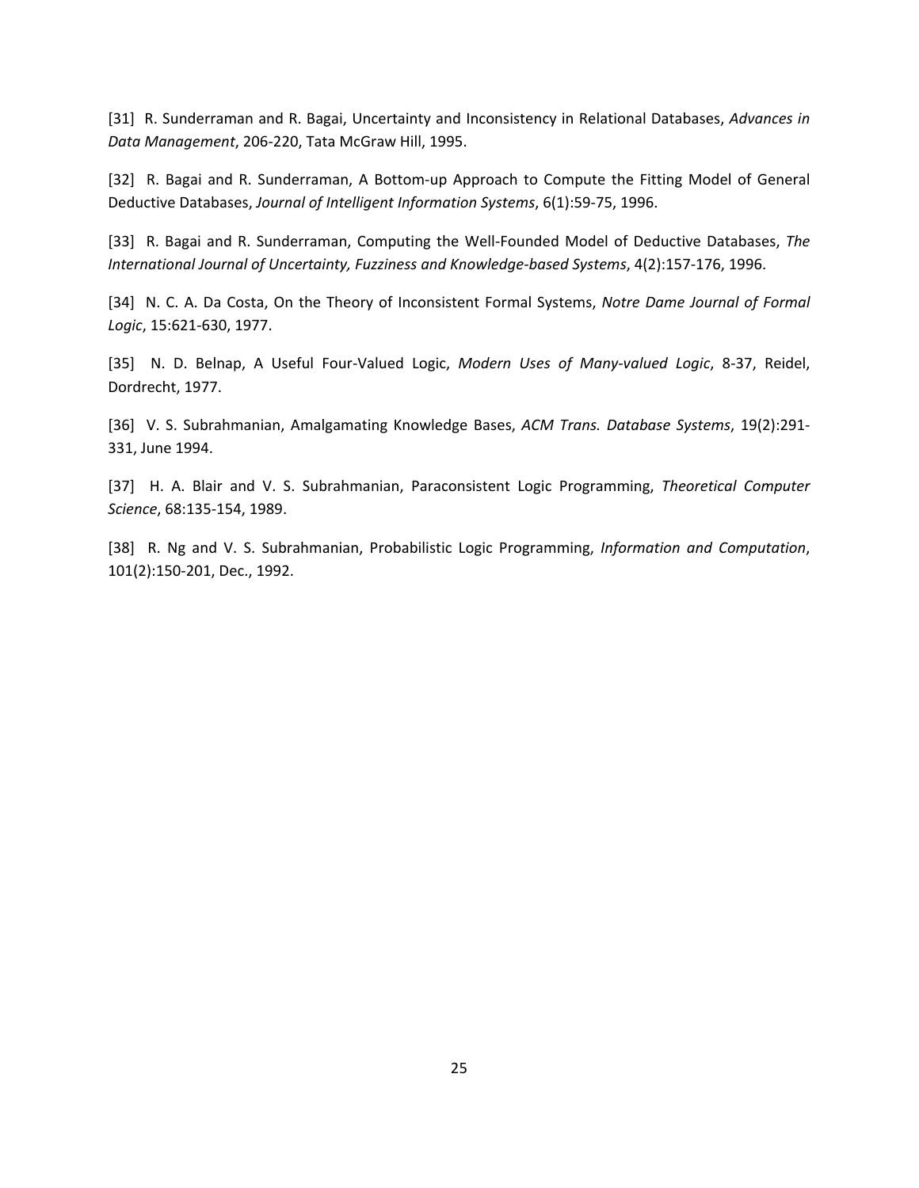[31] R. Sunderraman and R. Bagai, Uncertainty and Inconsistency in Relational Databases, *Advances in Data Management*, 206-220, Tata McGraw Hill, 1995.

[32] R. Bagai and R. Sunderraman, A Bottom-up Approach to Compute the Fitting Model of General Deductive Databases, *Journal of Intelligent Information Systems*, 6(1):59-75, 1996.

[33] R. Bagai and R. Sunderraman, Computing the Well-Founded Model of Deductive Databases, *The International Journal of Uncertainty, Fuzziness and Knowledge-based Systems*, 4(2):157-176, 1996.

[34] N. C. A. Da Costa, On the Theory of Inconsistent Formal Systems, *Notre Dame Journal of Formal Logic*, 15:621-630, 1977.

[35] N. D. Belnap, A Useful Four-Valued Logic, *Modern Uses of Many-valued Logic*, 8-37, Reidel, Dordrecht, 1977.

[36] V. S. Subrahmanian, Amalgamating Knowledge Bases, *ACM Trans. Database Systems*, 19(2):291-331, June 1994.

[37] H. A. Blair and V. S. Subrahmanian, Paraconsistent Logic Programming, *Theoretical Computer Science*, 68:135-154, 1989.

[38] R. Ng and V. S. Subrahmanian, Probabilistic Logic Programming, *Information and Computation*, 101(2):150-201, Dec., 1992.